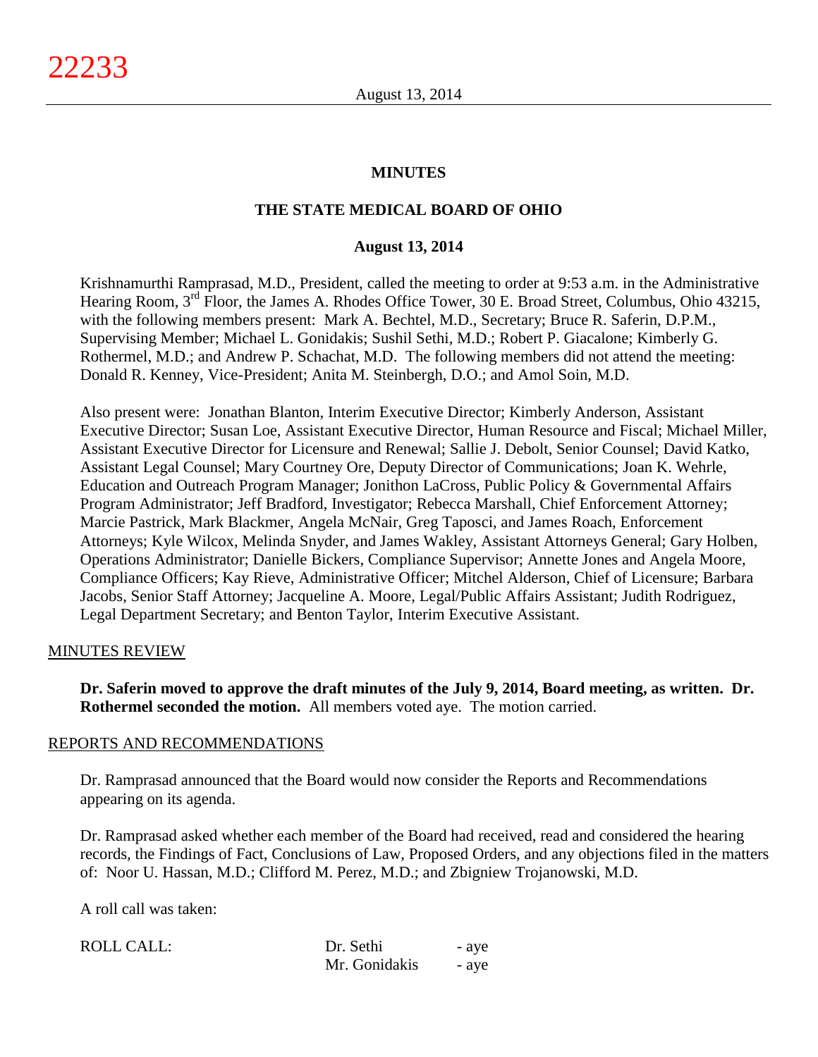# MINUTES

## THE STATE MEDICAL BOARD OF OHIO

### August 13, 2014

Krishnamurthi Ramprasad, M.D., President, called the meeting to order at 9:53 a.m. in the Administrative Hearing Room, 3rd Floor, the James A. Rhodes Office Tower, 30 E. Broad Street, Columbus, Ohio 43215, with the following members present: Mark A. Bechtel, M.D., Secretary; Bruce R. Saferin, D.P.M., Supervising Member; Michael L. Gonidakis; Sushil Sethi, M.D.; Robert P. Giacalone; Kimberly G. Rothermel, M.D.; and Andrew P. Schachat, M.D. The following members did not attend the meeting: Donald R. Kenney, Vice-President; Anita M. Steinbergh, D.O.; and Amol Soin, M.D.

Also present were: Jonathan Blanton, Interim Executive Director; Kimberly Anderson, Assistant Executive Director; Susan Loe, Assistant Executive Director, Human Resource and Fiscal; Michael Miller, Assistant Executive Director for Licensure and Renewal; Sallie J. Debolt, Senior Counsel; David Katko, Assistant Legal Counsel; Mary Courtney Ore, Deputy Director of Communications; Joan K. Wehrle, Education and Outreach Program Manager; Jonithon LaCross, Public Policy & Governmental Affairs Program Administrator; Jeff Bradford, Investigator; Rebecca Marshall, Chief Enforcement Attorney; Marcie Pastrick, Mark Blackmer, Angela McNair, Greg Taposci, and James Roach, Enforcement Attorneys; Kyle Wilcox, Melinda Snyder, and James Wakley, Assistant Attorneys General; Gary Holben, Operations Administrator; Danielle Bickers, Compliance Supervisor; Annette Jones and Angela Moore, Compliance Officers; Kay Rieve, Administrative Officer; Mitchel Alderson, Chief of Licensure; Barbara Jacobs, Senior Staff Attorney; Jacqueline A. Moore, Legal/Public Affairs Assistant; Judith Rodriguez, Legal Department Secretary; and Benton Taylor, Interim Executive Assistant.

MINUTES REVIEW

**Dr. Saferin moved to approve the draft minutes of the July 9, 2014, Board meeting, as written. Dr. Rothermel seconded the motion.** All members voted aye. The motion carried.

REPORTS AND RECOMMENDATIONS

Dr. Ramprasad announced that the Board would now consider the Reports and Recommendations appearing on its agenda.

Dr. Ramprasad asked whether each member of the Board had received, read and considered the hearing records, the Findings of Fact, Conclusions of Law, Proposed Orders, and any objections filed in the matters of: Noor U. Hassan, M.D.; Clifford M. Perez, M.D.; and Zbigniew Trojanowski, M.D.

A roll call was taken:

| ROLL CALL: | Dr. Sethi | - aye |
|---|---|---|
| | Mr. Gonidakis | - aye |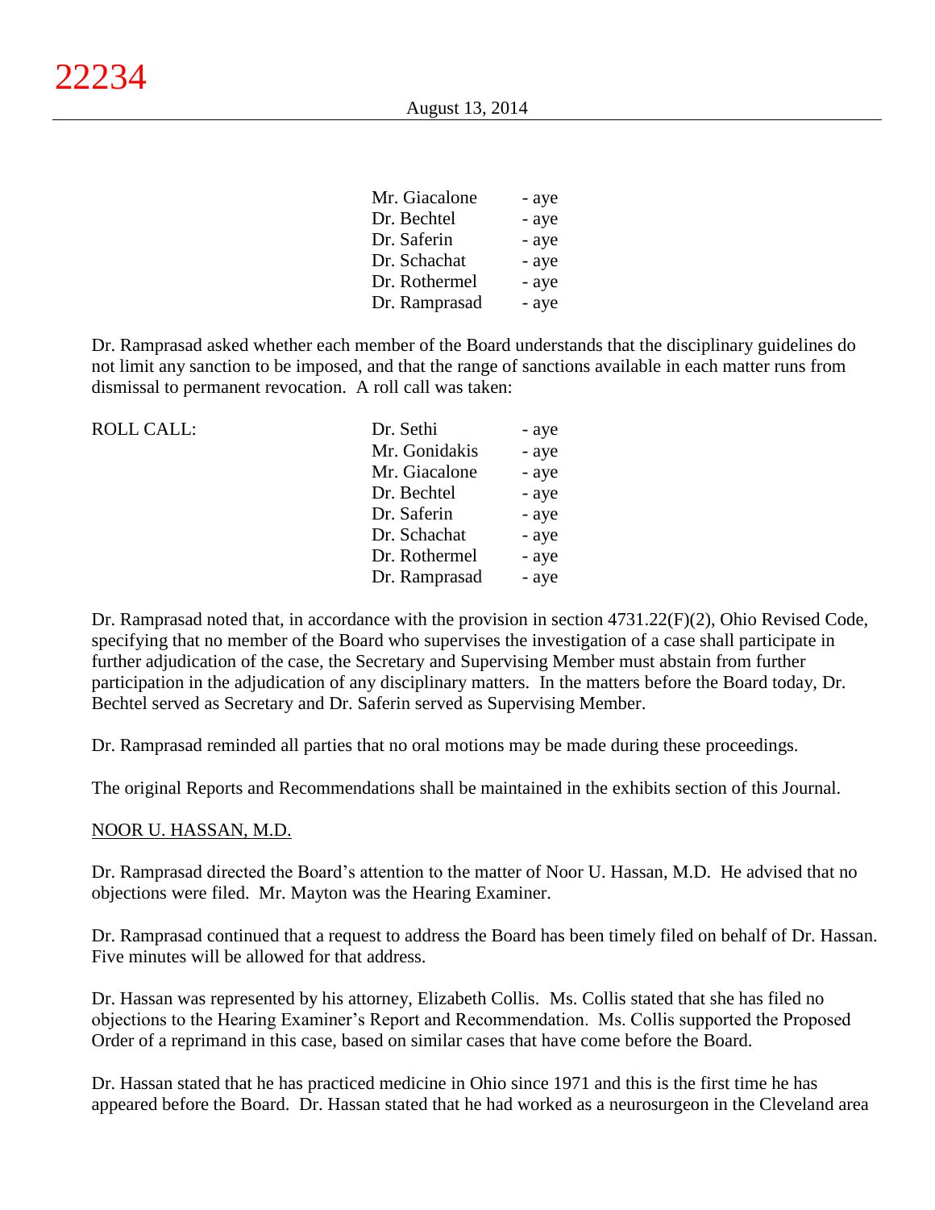| | | |
|---|---|---|
| | Mr. Giacalone | - aye |
| | Dr. Bechtel | - aye |
| | Dr. Saferin | - aye |
| | Dr. Schachat | - aye |
| | Dr. Rothermel | - aye |
| | Dr. Ramprasad | - aye |

Dr. Ramprasad asked whether each member of the Board understands that the disciplinary guidelines do not limit any sanction to be imposed, and that the range of sanctions available in each matter runs from dismissal to permanent revocation. A roll call was taken:

| | | |
|---|---|---|
| ROLL CALL: | Dr. Sethi | - aye |
| | Mr. Gonidakis | - aye |
| | Mr. Giacalone | - aye |
| | Dr. Bechtel | - aye |
| | Dr. Saferin | - aye |
| | Dr. Schachat | - aye |
| | Dr. Rothermel | - aye |
| | Dr. Ramprasad | - aye |

Dr. Ramprasad noted that, in accordance with the provision in section 4731.22(F)(2), Ohio Revised Code, specifying that no member of the Board who supervises the investigation of a case shall participate in further adjudication of the case, the Secretary and Supervising Member must abstain from further participation in the adjudication of any disciplinary matters. In the matters before the Board today, Dr. Bechtel served as Secretary and Dr. Saferin served as Supervising Member.

Dr. Ramprasad reminded all parties that no oral motions may be made during these proceedings.

The original Reports and Recommendations shall be maintained in the exhibits section of this Journal.

NOOR U. HASSAN, M.D.

Dr. Ramprasad directed the Board's attention to the matter of Noor U. Hassan, M.D. He advised that no objections were filed. Mr. Mayton was the Hearing Examiner.

Dr. Ramprasad continued that a request to address the Board has been timely filed on behalf of Dr. Hassan. Five minutes will be allowed for that address.

Dr. Hassan was represented by his attorney, Elizabeth Collis. Ms. Collis stated that she has filed no objections to the Hearing Examiner's Report and Recommendation. Ms. Collis supported the Proposed Order of a reprimand in this case, based on similar cases that have come before the Board.

Dr. Hassan stated that he has practiced medicine in Ohio since 1971 and this is the first time he has appeared before the Board. Dr. Hassan stated that he had worked as a neurosurgeon in the Cleveland area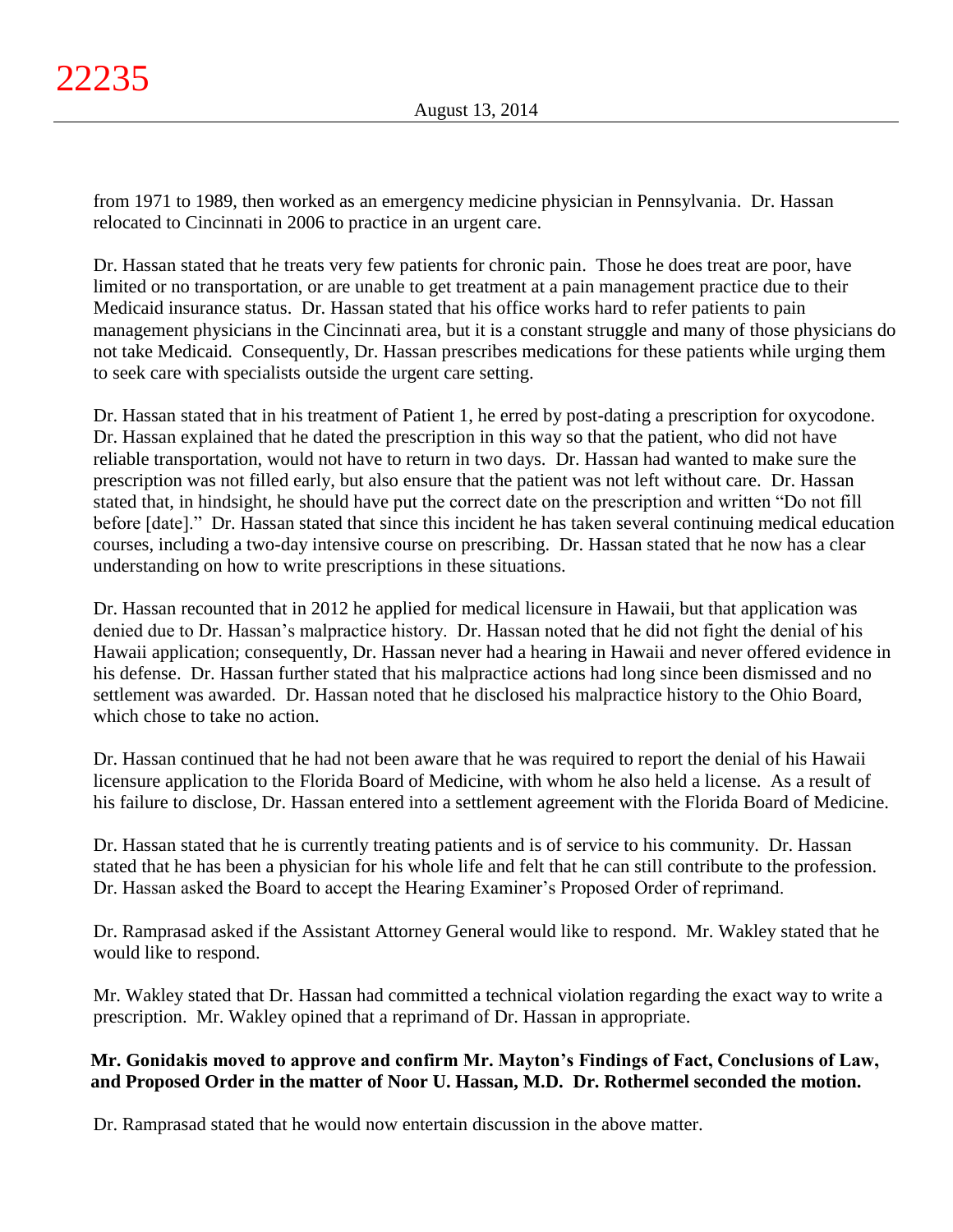from 1971 to 1989, then worked as an emergency medicine physician in Pennsylvania. Dr. Hassan relocated to Cincinnati in 2006 to practice in an urgent care.

Dr. Hassan stated that he treats very few patients for chronic pain. Those he does treat are poor, have limited or no transportation, or are unable to get treatment at a pain management practice due to their Medicaid insurance status. Dr. Hassan stated that his office works hard to refer patients to pain management physicians in the Cincinnati area, but it is a constant struggle and many of those physicians do not take Medicaid. Consequently, Dr. Hassan prescribes medications for these patients while urging them to seek care with specialists outside the urgent care setting.

Dr. Hassan stated that in his treatment of Patient 1, he erred by post-dating a prescription for oxycodone. Dr. Hassan explained that he dated the prescription in this way so that the patient, who did not have reliable transportation, would not have to return in two days. Dr. Hassan had wanted to make sure the prescription was not filled early, but also ensure that the patient was not left without care. Dr. Hassan stated that, in hindsight, he should have put the correct date on the prescription and written "Do not fill before [date]." Dr. Hassan stated that since this incident he has taken several continuing medical education courses, including a two-day intensive course on prescribing. Dr. Hassan stated that he now has a clear understanding on how to write prescriptions in these situations.

Dr. Hassan recounted that in 2012 he applied for medical licensure in Hawaii, but that application was denied due to Dr. Hassan's malpractice history. Dr. Hassan noted that he did not fight the denial of his Hawaii application; consequently, Dr. Hassan never had a hearing in Hawaii and never offered evidence in his defense. Dr. Hassan further stated that his malpractice actions had long since been dismissed and no settlement was awarded. Dr. Hassan noted that he disclosed his malpractice history to the Ohio Board, which chose to take no action.

Dr. Hassan continued that he had not been aware that he was required to report the denial of his Hawaii licensure application to the Florida Board of Medicine, with whom he also held a license. As a result of his failure to disclose, Dr. Hassan entered into a settlement agreement with the Florida Board of Medicine.

Dr. Hassan stated that he is currently treating patients and is of service to his community. Dr. Hassan stated that he has been a physician for his whole life and felt that he can still contribute to the profession. Dr. Hassan asked the Board to accept the Hearing Examiner's Proposed Order of reprimand.

Dr. Ramprasad asked if the Assistant Attorney General would like to respond. Mr. Wakley stated that he would like to respond.

Mr. Wakley stated that Dr. Hassan had committed a technical violation regarding the exact way to write a prescription. Mr. Wakley opined that a reprimand of Dr. Hassan in appropriate.

**Mr. Gonidakis moved to approve and confirm Mr. Mayton's Findings of Fact, Conclusions of Law, and Proposed Order in the matter of Noor U. Hassan, M.D. Dr. Rothermel seconded the motion.**

Dr. Ramprasad stated that he would now entertain discussion in the above matter.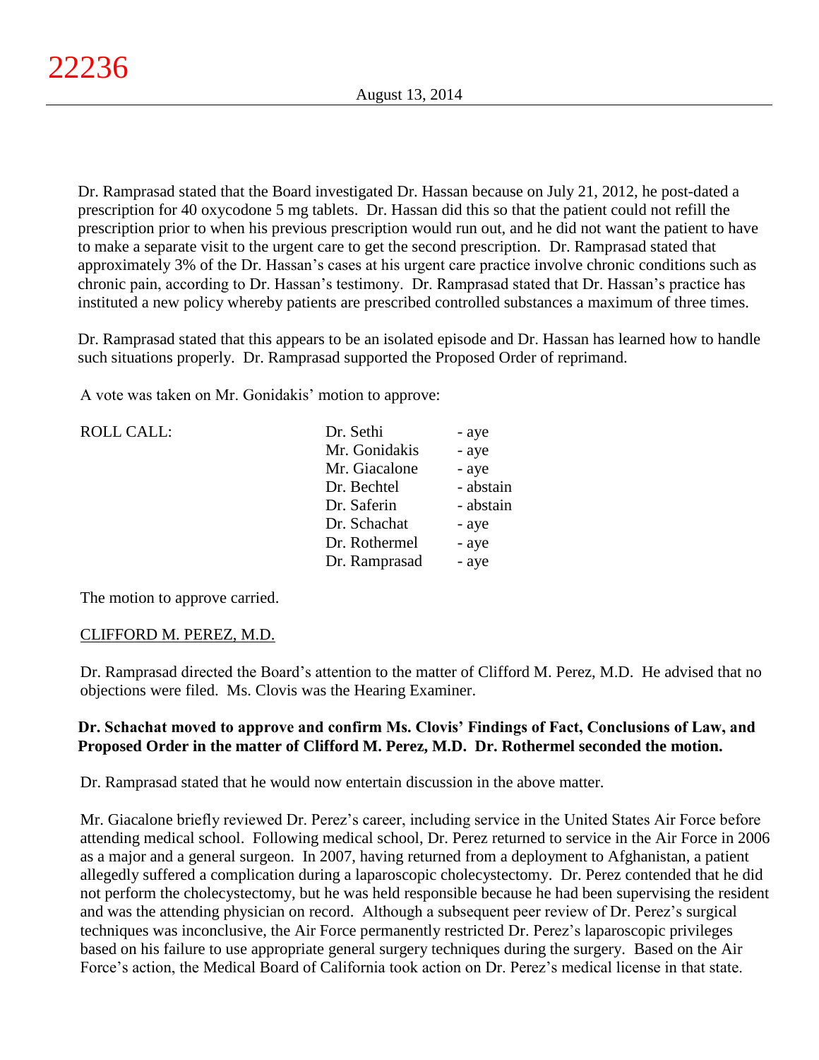Dr. Ramprasad stated that the Board investigated Dr. Hassan because on July 21, 2012, he post-dated a prescription for 40 oxycodone 5 mg tablets. Dr. Hassan did this so that the patient could not refill the prescription prior to when his previous prescription would run out, and he did not want the patient to have to make a separate visit to the urgent care to get the second prescription. Dr. Ramprasad stated that approximately 3% of the Dr. Hassan's cases at his urgent care practice involve chronic conditions such as chronic pain, according to Dr. Hassan's testimony. Dr. Ramprasad stated that Dr. Hassan's practice has instituted a new policy whereby patients are prescribed controlled substances a maximum of three times.

Dr. Ramprasad stated that this appears to be an isolated episode and Dr. Hassan has learned how to handle such situations properly. Dr. Ramprasad supported the Proposed Order of reprimand.

A vote was taken on Mr. Gonidakis' motion to approve:

| ROLL CALL: | | |
|---|---|---|
| | Dr. Sethi | - aye |
| | Mr. Gonidakis | - aye |
| | Mr. Giacalone | - aye |
| | Dr. Bechtel | - abstain |
| | Dr. Saferin | - abstain |
| | Dr. Schachat | - aye |
| | Dr. Rothermel | - aye |
| | Dr. Ramprasad | - aye |

The motion to approve carried.

CLIFFORD M. PEREZ, M.D.

Dr. Ramprasad directed the Board's attention to the matter of Clifford M. Perez, M.D. He advised that no objections were filed. Ms. Clovis was the Hearing Examiner.

**Dr. Schachat moved to approve and confirm Ms. Clovis' Findings of Fact, Conclusions of Law, and Proposed Order in the matter of Clifford M. Perez, M.D. Dr. Rothermel seconded the motion.**

Dr. Ramprasad stated that he would now entertain discussion in the above matter.

Mr. Giacalone briefly reviewed Dr. Perez's career, including service in the United States Air Force before attending medical school. Following medical school, Dr. Perez returned to service in the Air Force in 2006 as a major and a general surgeon. In 2007, having returned from a deployment to Afghanistan, a patient allegedly suffered a complication during a laparoscopic cholecystectomy. Dr. Perez contended that he did not perform the cholecystectomy, but he was held responsible because he had been supervising the resident and was the attending physician on record. Although a subsequent peer review of Dr. Perez's surgical techniques was inconclusive, the Air Force permanently restricted Dr. Perez's laparoscopic privileges based on his failure to use appropriate general surgery techniques during the surgery. Based on the Air Force's action, the Medical Board of California took action on Dr. Perez's medical license in that state.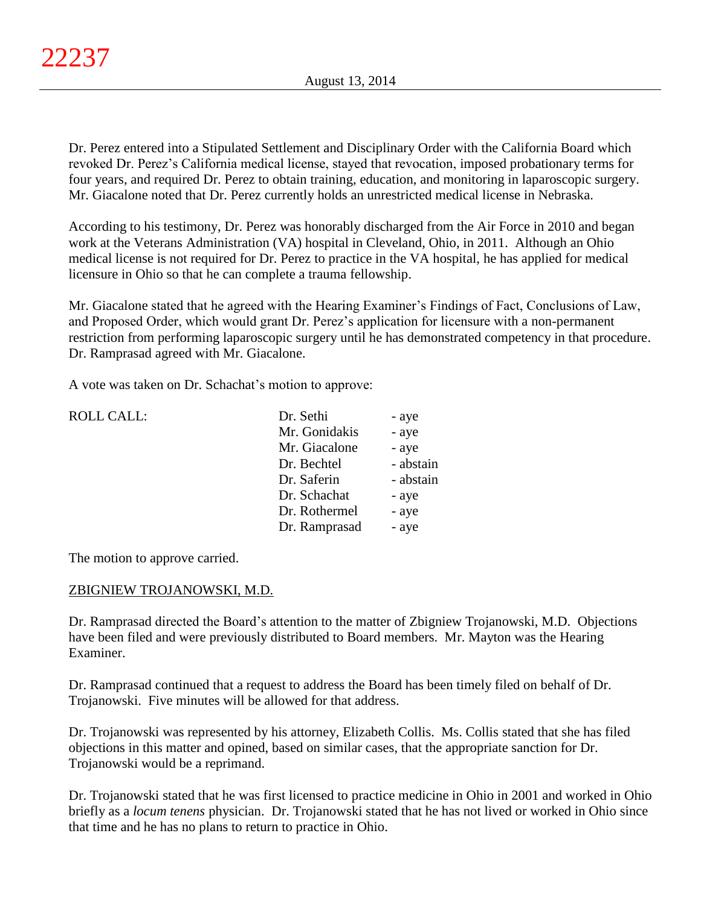Dr. Perez entered into a Stipulated Settlement and Disciplinary Order with the California Board which revoked Dr. Perez's California medical license, stayed that revocation, imposed probationary terms for four years, and required Dr. Perez to obtain training, education, and monitoring in laparoscopic surgery. Mr. Giacalone noted that Dr. Perez currently holds an unrestricted medical license in Nebraska.

According to his testimony, Dr. Perez was honorably discharged from the Air Force in 2010 and began work at the Veterans Administration (VA) hospital in Cleveland, Ohio, in 2011. Although an Ohio medical license is not required for Dr. Perez to practice in the VA hospital, he has applied for medical licensure in Ohio so that he can complete a trauma fellowship.

Mr. Giacalone stated that he agreed with the Hearing Examiner's Findings of Fact, Conclusions of Law, and Proposed Order, which would grant Dr. Perez's application for licensure with a non-permanent restriction from performing laparoscopic surgery until he has demonstrated competency in that procedure. Dr. Ramprasad agreed with Mr. Giacalone.

A vote was taken on Dr. Schachat's motion to approve:

| ROLL CALL: | | |
|---|---|---|
| | Dr. Sethi | - aye |
| | Mr. Gonidakis | - aye |
| | Mr. Giacalone | - aye |
| | Dr. Bechtel | - abstain |
| | Dr. Saferin | - abstain |
| | Dr. Schachat | - aye |
| | Dr. Rothermel | - aye |
| | Dr. Ramprasad | - aye |

The motion to approve carried.

ZBIGNIEW TROJANOWSKI, M.D.

Dr. Ramprasad directed the Board's attention to the matter of Zbigniew Trojanowski, M.D. Objections have been filed and were previously distributed to Board members. Mr. Mayton was the Hearing Examiner.

Dr. Ramprasad continued that a request to address the Board has been timely filed on behalf of Dr. Trojanowski. Five minutes will be allowed for that address.

Dr. Trojanowski was represented by his attorney, Elizabeth Collis. Ms. Collis stated that she has filed objections in this matter and opined, based on similar cases, that the appropriate sanction for Dr. Trojanowski would be a reprimand.

Dr. Trojanowski stated that he was first licensed to practice medicine in Ohio in 2001 and worked in Ohio briefly as a *locum tenens* physician. Dr. Trojanowski stated that he has not lived or worked in Ohio since that time and he has no plans to return to practice in Ohio.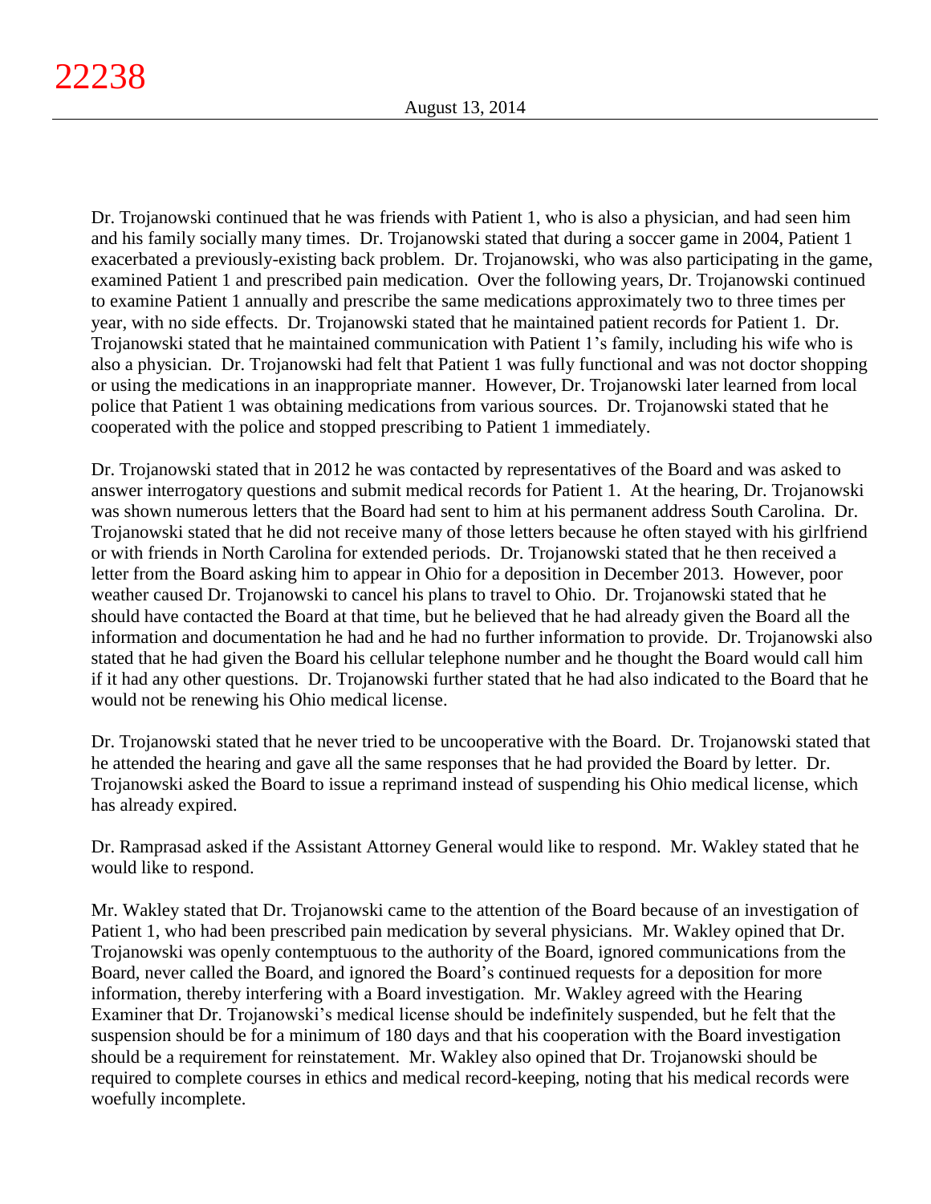Dr. Trojanowski continued that he was friends with Patient 1, who is also a physician, and had seen him and his family socially many times. Dr. Trojanowski stated that during a soccer game in 2004, Patient 1 exacerbated a previously-existing back problem. Dr. Trojanowski, who was also participating in the game, examined Patient 1 and prescribed pain medication. Over the following years, Dr. Trojanowski continued to examine Patient 1 annually and prescribe the same medications approximately two to three times per year, with no side effects. Dr. Trojanowski stated that he maintained patient records for Patient 1. Dr. Trojanowski stated that he maintained communication with Patient 1's family, including his wife who is also a physician. Dr. Trojanowski had felt that Patient 1 was fully functional and was not doctor shopping or using the medications in an inappropriate manner. However, Dr. Trojanowski later learned from local police that Patient 1 was obtaining medications from various sources. Dr. Trojanowski stated that he cooperated with the police and stopped prescribing to Patient 1 immediately.

Dr. Trojanowski stated that in 2012 he was contacted by representatives of the Board and was asked to answer interrogatory questions and submit medical records for Patient 1. At the hearing, Dr. Trojanowski was shown numerous letters that the Board had sent to him at his permanent address South Carolina. Dr. Trojanowski stated that he did not receive many of those letters because he often stayed with his girlfriend or with friends in North Carolina for extended periods. Dr. Trojanowski stated that he then received a letter from the Board asking him to appear in Ohio for a deposition in December 2013. However, poor weather caused Dr. Trojanowski to cancel his plans to travel to Ohio. Dr. Trojanowski stated that he should have contacted the Board at that time, but he believed that he had already given the Board all the information and documentation he had and he had no further information to provide. Dr. Trojanowski also stated that he had given the Board his cellular telephone number and he thought the Board would call him if it had any other questions. Dr. Trojanowski further stated that he had also indicated to the Board that he would not be renewing his Ohio medical license.

Dr. Trojanowski stated that he never tried to be uncooperative with the Board. Dr. Trojanowski stated that he attended the hearing and gave all the same responses that he had provided the Board by letter. Dr. Trojanowski asked the Board to issue a reprimand instead of suspending his Ohio medical license, which has already expired.

Dr. Ramprasad asked if the Assistant Attorney General would like to respond. Mr. Wakley stated that he would like to respond.

Mr. Wakley stated that Dr. Trojanowski came to the attention of the Board because of an investigation of Patient 1, who had been prescribed pain medication by several physicians. Mr. Wakley opined that Dr. Trojanowski was openly contemptuous to the authority of the Board, ignored communications from the Board, never called the Board, and ignored the Board's continued requests for a deposition for more information, thereby interfering with a Board investigation. Mr. Wakley agreed with the Hearing Examiner that Dr. Trojanowski's medical license should be indefinitely suspended, but he felt that the suspension should be for a minimum of 180 days and that his cooperation with the Board investigation should be a requirement for reinstatement. Mr. Wakley also opined that Dr. Trojanowski should be required to complete courses in ethics and medical record-keeping, noting that his medical records were woefully incomplete.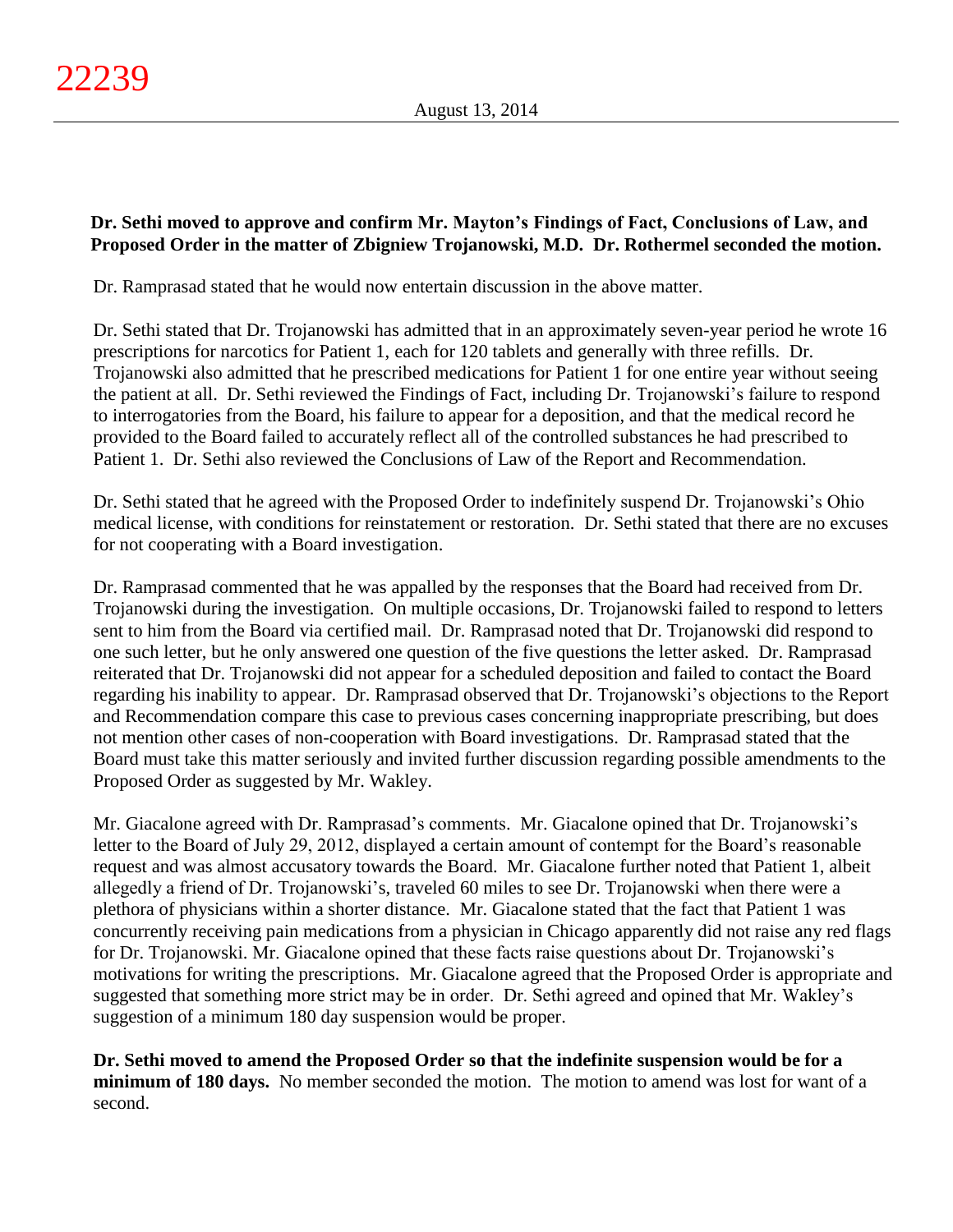**Dr. Sethi moved to approve and confirm Mr. Mayton's Findings of Fact, Conclusions of Law, and Proposed Order in the matter of Zbigniew Trojanowski, M.D. Dr. Rothermel seconded the motion.**

Dr. Ramprasad stated that he would now entertain discussion in the above matter.

Dr. Sethi stated that Dr. Trojanowski has admitted that in an approximately seven-year period he wrote 16 prescriptions for narcotics for Patient 1, each for 120 tablets and generally with three refills. Dr. Trojanowski also admitted that he prescribed medications for Patient 1 for one entire year without seeing the patient at all. Dr. Sethi reviewed the Findings of Fact, including Dr. Trojanowski's failure to respond to interrogatories from the Board, his failure to appear for a deposition, and that the medical record he provided to the Board failed to accurately reflect all of the controlled substances he had prescribed to Patient 1. Dr. Sethi also reviewed the Conclusions of Law of the Report and Recommendation.

Dr. Sethi stated that he agreed with the Proposed Order to indefinitely suspend Dr. Trojanowski's Ohio medical license, with conditions for reinstatement or restoration. Dr. Sethi stated that there are no excuses for not cooperating with a Board investigation.

Dr. Ramprasad commented that he was appalled by the responses that the Board had received from Dr. Trojanowski during the investigation. On multiple occasions, Dr. Trojanowski failed to respond to letters sent to him from the Board via certified mail. Dr. Ramprasad noted that Dr. Trojanowski did respond to one such letter, but he only answered one question of the five questions the letter asked. Dr. Ramprasad reiterated that Dr. Trojanowski did not appear for a scheduled deposition and failed to contact the Board regarding his inability to appear. Dr. Ramprasad observed that Dr. Trojanowski's objections to the Report and Recommendation compare this case to previous cases concerning inappropriate prescribing, but does not mention other cases of non-cooperation with Board investigations. Dr. Ramprasad stated that the Board must take this matter seriously and invited further discussion regarding possible amendments to the Proposed Order as suggested by Mr. Wakley.

Mr. Giacalone agreed with Dr. Ramprasad's comments. Mr. Giacalone opined that Dr. Trojanowski's letter to the Board of July 29, 2012, displayed a certain amount of contempt for the Board's reasonable request and was almost accusatory towards the Board. Mr. Giacalone further noted that Patient 1, albeit allegedly a friend of Dr. Trojanowski's, traveled 60 miles to see Dr. Trojanowski when there were a plethora of physicians within a shorter distance. Mr. Giacalone stated that the fact that Patient 1 was concurrently receiving pain medications from a physician in Chicago apparently did not raise any red flags for Dr. Trojanowski. Mr. Giacalone opined that these facts raise questions about Dr. Trojanowski's motivations for writing the prescriptions. Mr. Giacalone agreed that the Proposed Order is appropriate and suggested that something more strict may be in order. Dr. Sethi agreed and opined that Mr. Wakley's suggestion of a minimum 180 day suspension would be proper.

**Dr. Sethi moved to amend the Proposed Order so that the indefinite suspension would be for a minimum of 180 days.** No member seconded the motion. The motion to amend was lost for want of a second.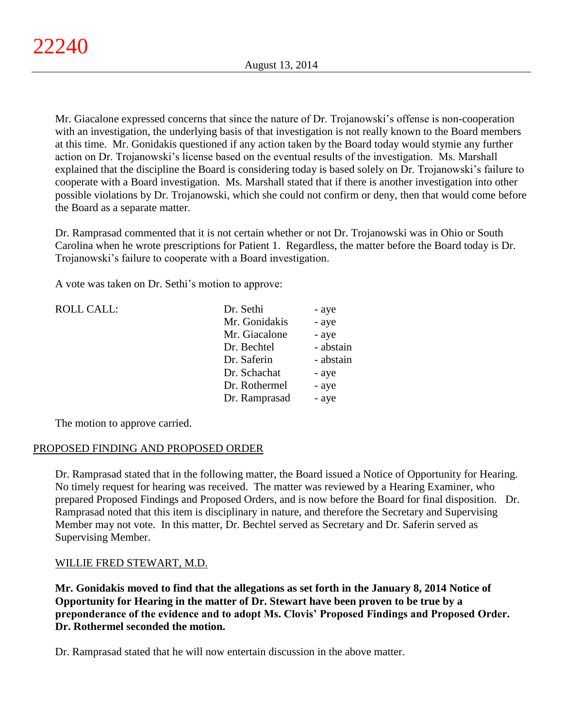Mr. Giacalone expressed concerns that since the nature of Dr. Trojanowski's offense is non-cooperation with an investigation, the underlying basis of that investigation is not really known to the Board members at this time. Mr. Gonidakis questioned if any action taken by the Board today would stymie any further action on Dr. Trojanowski's license based on the eventual results of the investigation. Ms. Marshall explained that the discipline the Board is considering today is based solely on Dr. Trojanowski's failure to cooperate with a Board investigation. Ms. Marshall stated that if there is another investigation into other possible violations by Dr. Trojanowski, which she could not confirm or deny, then that would come before the Board as a separate matter.

Dr. Ramprasad commented that it is not certain whether or not Dr. Trojanowski was in Ohio or South Carolina when he wrote prescriptions for Patient 1. Regardless, the matter before the Board today is Dr. Trojanowski's failure to cooperate with a Board investigation.

A vote was taken on Dr. Sethi's motion to approve:

| ROLL CALL: | | |
|---|---|---|
| | Dr. Sethi | - aye |
| | Mr. Gonidakis | - aye |
| | Mr. Giacalone | - aye |
| | Dr. Bechtel | - abstain |
| | Dr. Saferin | - abstain |
| | Dr. Schachat | - aye |
| | Dr. Rothermel | - aye |
| | Dr. Ramprasad | - aye |

The motion to approve carried.

## PROPOSED FINDING AND PROPOSED ORDER

Dr. Ramprasad stated that in the following matter, the Board issued a Notice of Opportunity for Hearing. No timely request for hearing was received. The matter was reviewed by a Hearing Examiner, who prepared Proposed Findings and Proposed Orders, and is now before the Board for final disposition. Dr. Ramprasad noted that this item is disciplinary in nature, and therefore the Secretary and Supervising Member may not vote. In this matter, Dr. Bechtel served as Secretary and Dr. Saferin served as Supervising Member.

### WILLIE FRED STEWART, M.D.

**Mr. Gonidakis moved to find that the allegations as set forth in the January 8, 2014 Notice of Opportunity for Hearing in the matter of Dr. Stewart have been proven to be true by a preponderance of the evidence and to adopt Ms. Clovis' Proposed Findings and Proposed Order. Dr. Rothermel seconded the motion.**

Dr. Ramprasad stated that he will now entertain discussion in the above matter.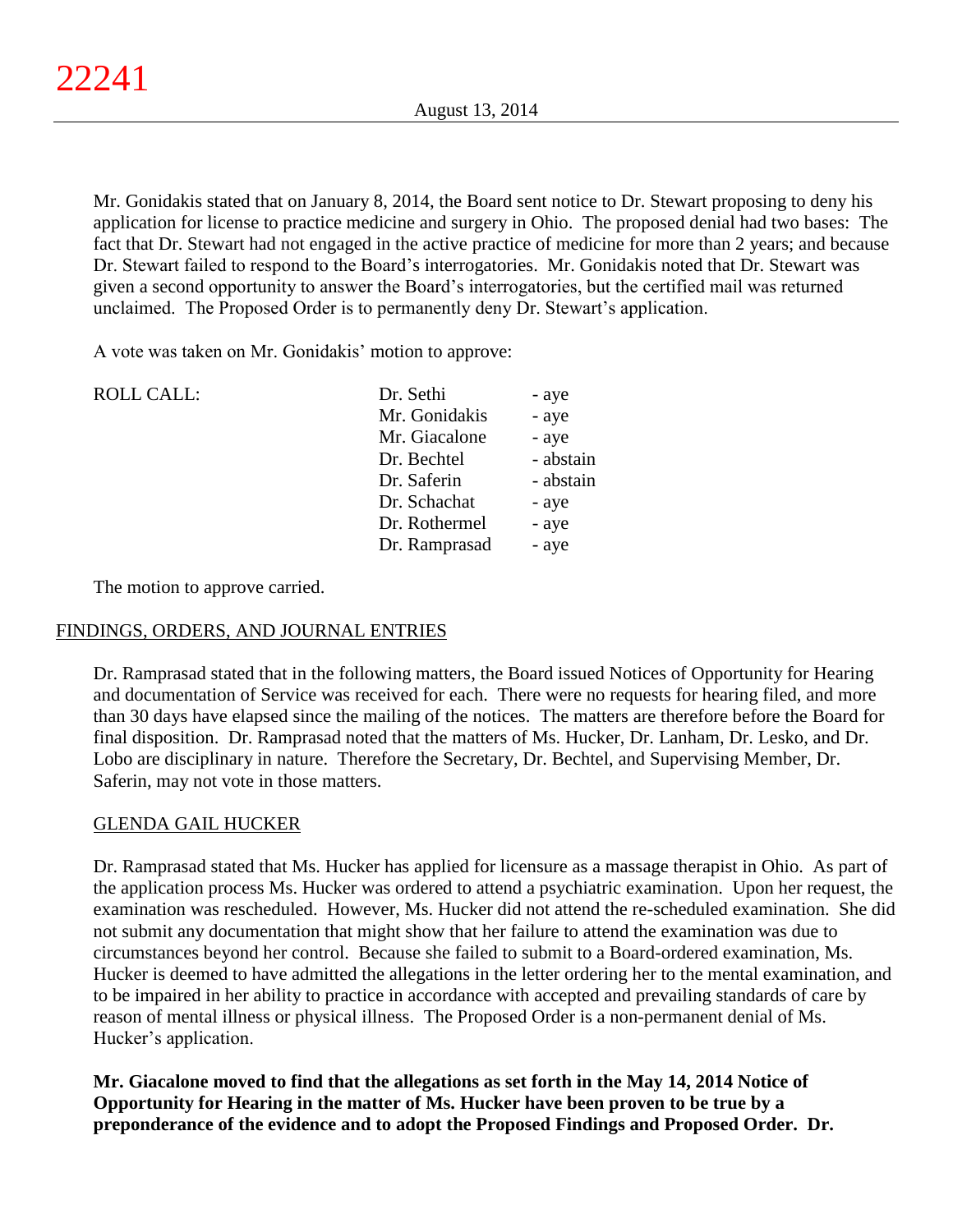Mr. Gonidakis stated that on January 8, 2014, the Board sent notice to Dr. Stewart proposing to deny his application for license to practice medicine and surgery in Ohio. The proposed denial had two bases: The fact that Dr. Stewart had not engaged in the active practice of medicine for more than 2 years; and because Dr. Stewart failed to respond to the Board's interrogatories. Mr. Gonidakis noted that Dr. Stewart was given a second opportunity to answer the Board's interrogatories, but the certified mail was returned unclaimed. The Proposed Order is to permanently deny Dr. Stewart's application.

A vote was taken on Mr. Gonidakis' motion to approve:

| ROLL CALL: | | |
|---|---|---|
| | Dr. Sethi | - aye |
| | Mr. Gonidakis | - aye |
| | Mr. Giacalone | - aye |
| | Dr. Bechtel | - abstain |
| | Dr. Saferin | - abstain |
| | Dr. Schachat | - aye |
| | Dr. Rothermel | - aye |
| | Dr. Ramprasad | - aye |

The motion to approve carried.

## FINDINGS, ORDERS, AND JOURNAL ENTRIES

Dr. Ramprasad stated that in the following matters, the Board issued Notices of Opportunity for Hearing and documentation of Service was received for each. There were no requests for hearing filed, and more than 30 days have elapsed since the mailing of the notices. The matters are therefore before the Board for final disposition. Dr. Ramprasad noted that the matters of Ms. Hucker, Dr. Lanham, Dr. Lesko, and Dr. Lobo are disciplinary in nature. Therefore the Secretary, Dr. Bechtel, and Supervising Member, Dr. Saferin, may not vote in those matters.

### GLENDA GAIL HUCKER

Dr. Ramprasad stated that Ms. Hucker has applied for licensure as a massage therapist in Ohio. As part of the application process Ms. Hucker was ordered to attend a psychiatric examination. Upon her request, the examination was rescheduled. However, Ms. Hucker did not attend the re-scheduled examination. She did not submit any documentation that might show that her failure to attend the examination was due to circumstances beyond her control. Because she failed to submit to a Board-ordered examination, Ms. Hucker is deemed to have admitted the allegations in the letter ordering her to the mental examination, and to be impaired in her ability to practice in accordance with accepted and prevailing standards of care by reason of mental illness or physical illness. The Proposed Order is a non-permanent denial of Ms. Hucker's application.

**Mr. Giacalone moved to find that the allegations as set forth in the May 14, 2014 Notice of Opportunity for Hearing in the matter of Ms. Hucker have been proven to be true by a preponderance of the evidence and to adopt the Proposed Findings and Proposed Order. Dr.**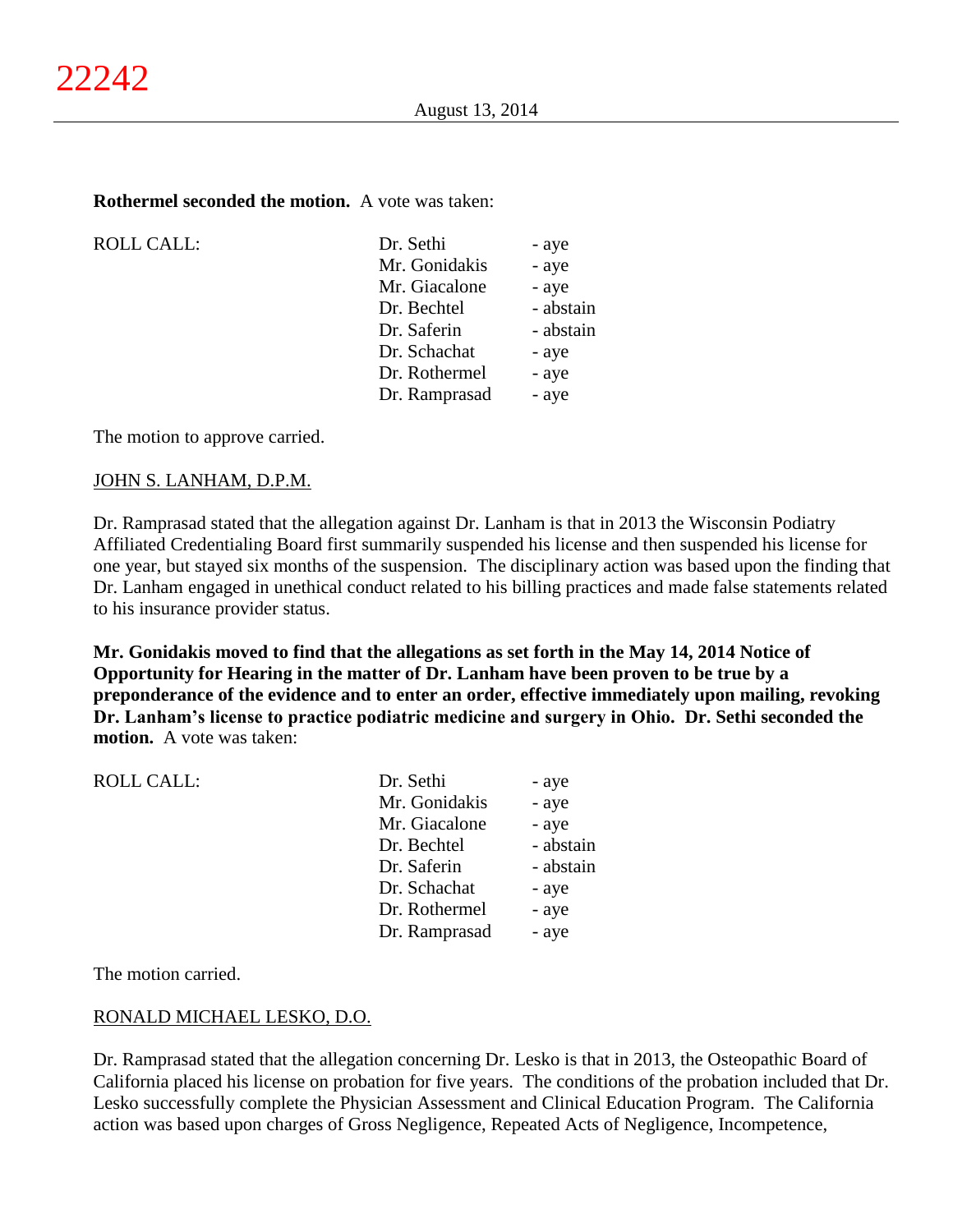**Rothermel seconded the motion.** A vote was taken:

| ROLL CALL: | Dr. Sethi | - aye |
|---|---|---|
| | Mr. Gonidakis | - aye |
| | Mr. Giacalone | - aye |
| | Dr. Bechtel | - abstain |
| | Dr. Saferin | - abstain |
| | Dr. Schachat | - aye |
| | Dr. Rothermel | - aye |
| | Dr. Ramprasad | - aye |

The motion to approve carried.

JOHN S. LANHAM, D.P.M.

Dr. Ramprasad stated that the allegation against Dr. Lanham is that in 2013 the Wisconsin Podiatry Affiliated Credentialing Board first summarily suspended his license and then suspended his license for one year, but stayed six months of the suspension. The disciplinary action was based upon the finding that Dr. Lanham engaged in unethical conduct related to his billing practices and made false statements related to his insurance provider status.

**Mr. Gonidakis moved to find that the allegations as set forth in the May 14, 2014 Notice of Opportunity for Hearing in the matter of Dr. Lanham have been proven to be true by a preponderance of the evidence and to enter an order, effective immediately upon mailing, revoking Dr. Lanham's license to practice podiatric medicine and surgery in Ohio. Dr. Sethi seconded the motion.** A vote was taken:

| ROLL CALL: | Dr. Sethi | - aye |
|---|---|---|
| | Mr. Gonidakis | - aye |
| | Mr. Giacalone | - aye |
| | Dr. Bechtel | - abstain |
| | Dr. Saferin | - abstain |
| | Dr. Schachat | - aye |
| | Dr. Rothermel | - aye |
| | Dr. Ramprasad | - aye |

The motion carried.

RONALD MICHAEL LESKO, D.O.

Dr. Ramprasad stated that the allegation concerning Dr. Lesko is that in 2013, the Osteopathic Board of California placed his license on probation for five years. The conditions of the probation included that Dr. Lesko successfully complete the Physician Assessment and Clinical Education Program. The California action was based upon charges of Gross Negligence, Repeated Acts of Negligence, Incompetence,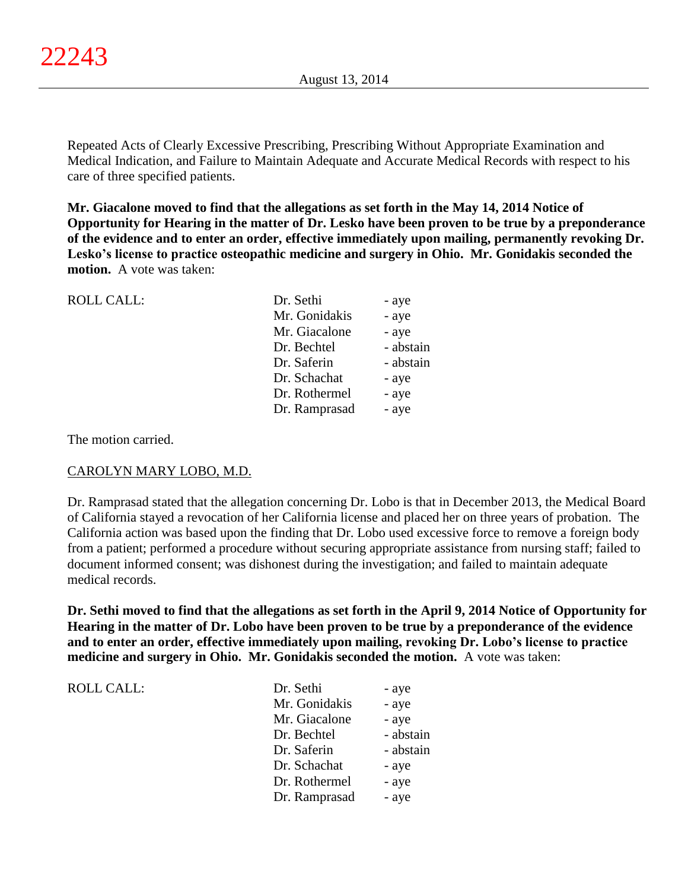Repeated Acts of Clearly Excessive Prescribing, Prescribing Without Appropriate Examination and Medical Indication, and Failure to Maintain Adequate and Accurate Medical Records with respect to his care of three specified patients.

**Mr. Giacalone moved to find that the allegations as set forth in the May 14, 2014 Notice of Opportunity for Hearing in the matter of Dr. Lesko have been proven to be true by a preponderance of the evidence and to enter an order, effective immediately upon mailing, permanently revoking Dr. Lesko's license to practice osteopathic medicine and surgery in Ohio. Mr. Gonidakis seconded the motion.** A vote was taken:

| ROLL CALL: | Dr. Sethi | - aye |
|---|---|---|
| | Mr. Gonidakis | - aye |
| | Mr. Giacalone | - aye |
| | Dr. Bechtel | - abstain |
| | Dr. Saferin | - abstain |
| | Dr. Schachat | - aye |
| | Dr. Rothermel | - aye |
| | Dr. Ramprasad | - aye |

The motion carried.

CAROLYN MARY LOBO, M.D.

Dr. Ramprasad stated that the allegation concerning Dr. Lobo is that in December 2013, the Medical Board of California stayed a revocation of her California license and placed her on three years of probation. The California action was based upon the finding that Dr. Lobo used excessive force to remove a foreign body from a patient; performed a procedure without securing appropriate assistance from nursing staff; failed to document informed consent; was dishonest during the investigation; and failed to maintain adequate medical records.

**Dr. Sethi moved to find that the allegations as set forth in the April 9, 2014 Notice of Opportunity for Hearing in the matter of Dr. Lobo have been proven to be true by a preponderance of the evidence and to enter an order, effective immediately upon mailing, revoking Dr. Lobo's license to practice medicine and surgery in Ohio. Mr. Gonidakis seconded the motion.** A vote was taken:

| ROLL CALL: | Dr. Sethi | - aye |
|---|---|---|
| | Mr. Gonidakis | - aye |
| | Mr. Giacalone | - aye |
| | Dr. Bechtel | - abstain |
| | Dr. Saferin | - abstain |
| | Dr. Schachat | - aye |
| | Dr. Rothermel | - aye |
| | Dr. Ramprasad | - aye |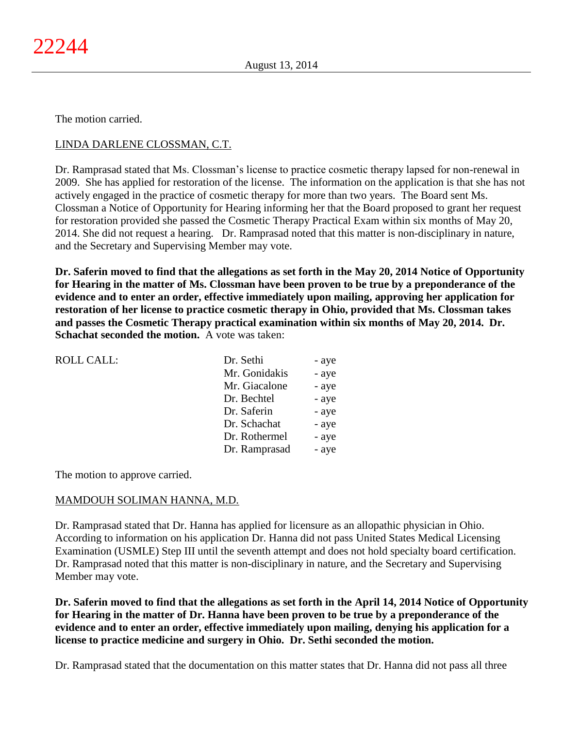The motion carried.

LINDA DARLENE CLOSSMAN, C.T.

Dr. Ramprasad stated that Ms. Clossman's license to practice cosmetic therapy lapsed for non-renewal in 2009. She has applied for restoration of the license. The information on the application is that she has not actively engaged in the practice of cosmetic therapy for more than two years. The Board sent Ms. Clossman a Notice of Opportunity for Hearing informing her that the Board proposed to grant her request for restoration provided she passed the Cosmetic Therapy Practical Exam within six months of May 20, 2014. She did not request a hearing. Dr. Ramprasad noted that this matter is non-disciplinary in nature, and the Secretary and Supervising Member may vote.

**Dr. Saferin moved to find that the allegations as set forth in the May 20, 2014 Notice of Opportunity for Hearing in the matter of Ms. Clossman have been proven to be true by a preponderance of the evidence and to enter an order, effective immediately upon mailing, approving her application for restoration of her license to practice cosmetic therapy in Ohio, provided that Ms. Clossman takes and passes the Cosmetic Therapy practical examination within six months of May 20, 2014. Dr. Schachat seconded the motion.** A vote was taken:

| ROLL CALL: | Dr. Sethi | - aye |
|---|---|---|
| | Mr. Gonidakis | - aye |
| | Mr. Giacalone | - aye |
| | Dr. Bechtel | - aye |
| | Dr. Saferin | - aye |
| | Dr. Schachat | - aye |
| | Dr. Rothermel | - aye |
| | Dr. Ramprasad | - aye |

The motion to approve carried.

MAMDOUH SOLIMAN HANNA, M.D.

Dr. Ramprasad stated that Dr. Hanna has applied for licensure as an allopathic physician in Ohio. According to information on his application Dr. Hanna did not pass United States Medical Licensing Examination (USMLE) Step III until the seventh attempt and does not hold specialty board certification. Dr. Ramprasad noted that this matter is non-disciplinary in nature, and the Secretary and Supervising Member may vote.

**Dr. Saferin moved to find that the allegations as set forth in the April 14, 2014 Notice of Opportunity for Hearing in the matter of Dr. Hanna have been proven to be true by a preponderance of the evidence and to enter an order, effective immediately upon mailing, denying his application for a license to practice medicine and surgery in Ohio. Dr. Sethi seconded the motion.**

Dr. Ramprasad stated that the documentation on this matter states that Dr. Hanna did not pass all three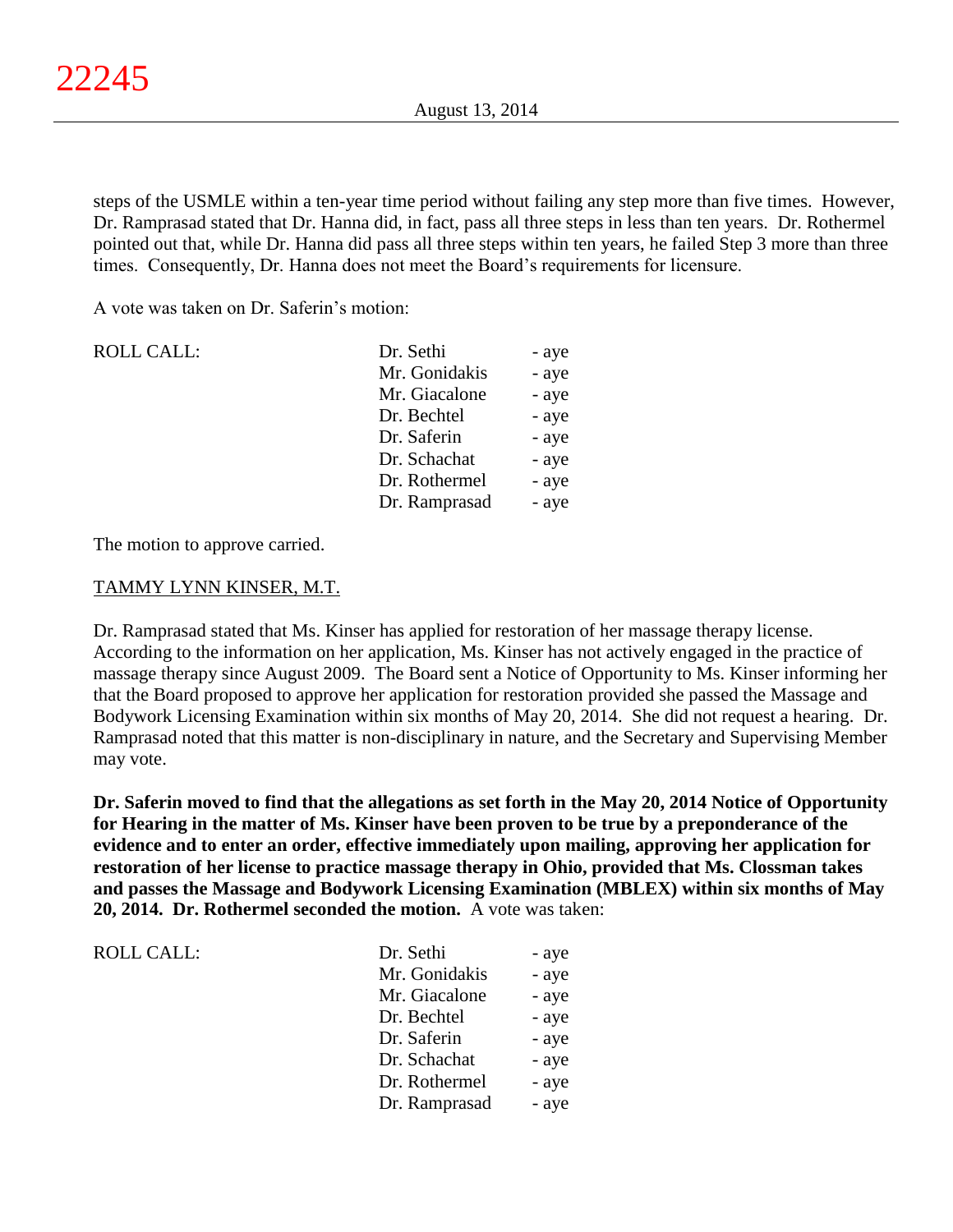steps of the USMLE within a ten-year time period without failing any step more than five times. However, Dr. Ramprasad stated that Dr. Hanna did, in fact, pass all three steps in less than ten years. Dr. Rothermel pointed out that, while Dr. Hanna did pass all three steps within ten years, he failed Step 3 more than three times. Consequently, Dr. Hanna does not meet the Board's requirements for licensure.

A vote was taken on Dr. Saferin's motion:

| ROLL CALL: | Dr. Sethi | - aye |
|---|---|---|
| | Mr. Gonidakis | - aye |
| | Mr. Giacalone | - aye |
| | Dr. Bechtel | - aye |
| | Dr. Saferin | - aye |
| | Dr. Schachat | - aye |
| | Dr. Rothermel | - aye |
| | Dr. Ramprasad | - aye |

The motion to approve carried.

TAMMY LYNN KINSER, M.T.

Dr. Ramprasad stated that Ms. Kinser has applied for restoration of her massage therapy license. According to the information on her application, Ms. Kinser has not actively engaged in the practice of massage therapy since August 2009. The Board sent a Notice of Opportunity to Ms. Kinser informing her that the Board proposed to approve her application for restoration provided she passed the Massage and Bodywork Licensing Examination within six months of May 20, 2014. She did not request a hearing. Dr. Ramprasad noted that this matter is non-disciplinary in nature, and the Secretary and Supervising Member may vote.

**Dr. Saferin moved to find that the allegations as set forth in the May 20, 2014 Notice of Opportunity for Hearing in the matter of Ms. Kinser have been proven to be true by a preponderance of the evidence and to enter an order, effective immediately upon mailing, approving her application for restoration of her license to practice massage therapy in Ohio, provided that Ms. Clossman takes and passes the Massage and Bodywork Licensing Examination (MBLEX) within six months of May 20, 2014. Dr. Rothermel seconded the motion.** A vote was taken:

| ROLL CALL: | Dr. Sethi | - aye |
|---|---|---|
| | Mr. Gonidakis | - aye |
| | Mr. Giacalone | - aye |
| | Dr. Bechtel | - aye |
| | Dr. Saferin | - aye |
| | Dr. Schachat | - aye |
| | Dr. Rothermel | - aye |
| | Dr. Ramprasad | - aye |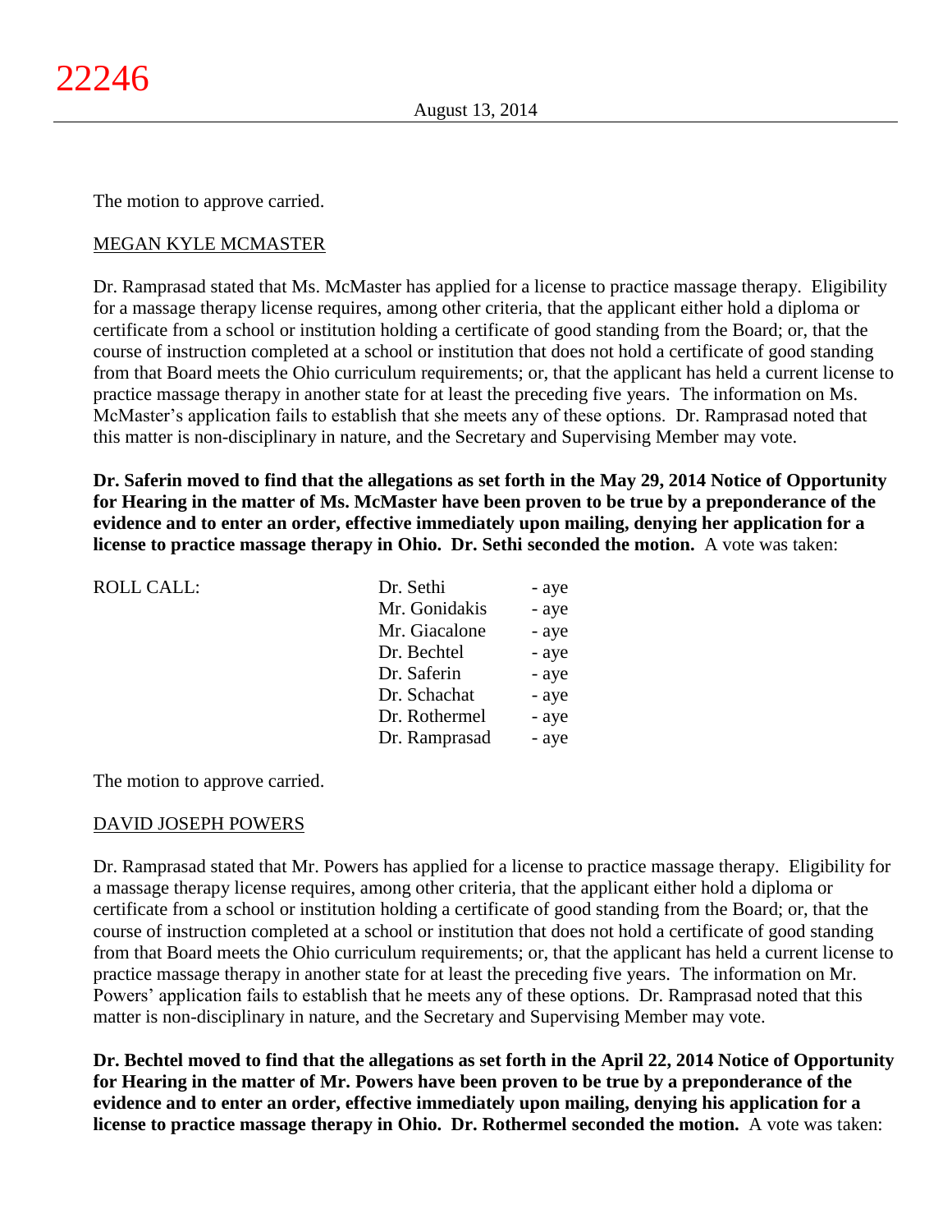The motion to approve carried.

MEGAN KYLE MCMASTER

Dr. Ramprasad stated that Ms. McMaster has applied for a license to practice massage therapy. Eligibility for a massage therapy license requires, among other criteria, that the applicant either hold a diploma or certificate from a school or institution holding a certificate of good standing from the Board; or, that the course of instruction completed at a school or institution that does not hold a certificate of good standing from that Board meets the Ohio curriculum requirements; or, that the applicant has held a current license to practice massage therapy in another state for at least the preceding five years. The information on Ms. McMaster's application fails to establish that she meets any of these options. Dr. Ramprasad noted that this matter is non-disciplinary in nature, and the Secretary and Supervising Member may vote.

**Dr. Saferin moved to find that the allegations as set forth in the May 29, 2014 Notice of Opportunity for Hearing in the matter of Ms. McMaster have been proven to be true by a preponderance of the evidence and to enter an order, effective immediately upon mailing, denying her application for a license to practice massage therapy in Ohio. Dr. Sethi seconded the motion.** A vote was taken:

| ROLL CALL: | | |
|---|---|---|
| | Dr. Sethi | - aye |
| | Mr. Gonidakis | - aye |
| | Mr. Giacalone | - aye |
| | Dr. Bechtel | - aye |
| | Dr. Saferin | - aye |
| | Dr. Schachat | - aye |
| | Dr. Rothermel | - aye |
| | Dr. Ramprasad | - aye |

The motion to approve carried.

DAVID JOSEPH POWERS

Dr. Ramprasad stated that Mr. Powers has applied for a license to practice massage therapy. Eligibility for a massage therapy license requires, among other criteria, that the applicant either hold a diploma or certificate from a school or institution holding a certificate of good standing from the Board; or, that the course of instruction completed at a school or institution that does not hold a certificate of good standing from that Board meets the Ohio curriculum requirements; or, that the applicant has held a current license to practice massage therapy in another state for at least the preceding five years. The information on Mr. Powers' application fails to establish that he meets any of these options. Dr. Ramprasad noted that this matter is non-disciplinary in nature, and the Secretary and Supervising Member may vote.

**Dr. Bechtel moved to find that the allegations as set forth in the April 22, 2014 Notice of Opportunity for Hearing in the matter of Mr. Powers have been proven to be true by a preponderance of the evidence and to enter an order, effective immediately upon mailing, denying his application for a license to practice massage therapy in Ohio. Dr. Rothermel seconded the motion.** A vote was taken: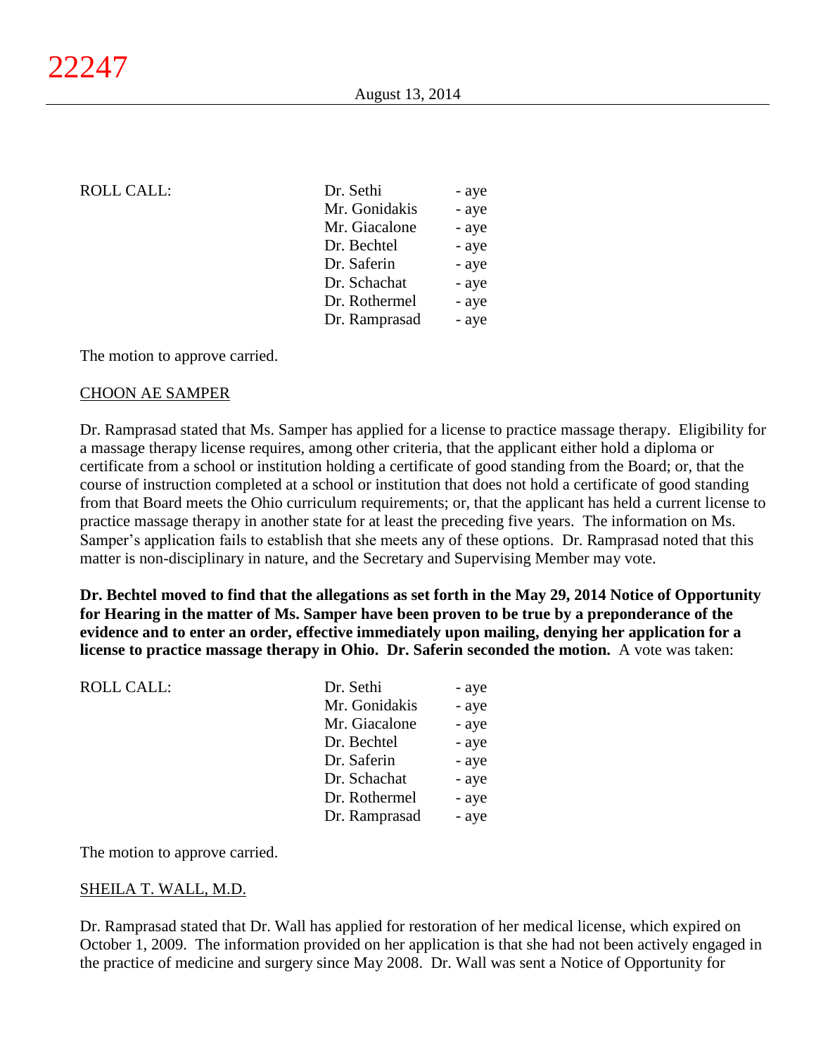ROLL CALL:

| | |
|---|---|
| Dr. Sethi | - aye |
| Mr. Gonidakis | - aye |
| Mr. Giacalone | - aye |
| Dr. Bechtel | - aye |
| Dr. Saferin | - aye |
| Dr. Schachat | - aye |
| Dr. Rothermel | - aye |
| Dr. Ramprasad | - aye |

The motion to approve carried.

CHOON AE SAMPER

Dr. Ramprasad stated that Ms. Samper has applied for a license to practice massage therapy. Eligibility for a massage therapy license requires, among other criteria, that the applicant either hold a diploma or certificate from a school or institution holding a certificate of good standing from the Board; or, that the course of instruction completed at a school or institution that does not hold a certificate of good standing from that Board meets the Ohio curriculum requirements; or, that the applicant has held a current license to practice massage therapy in another state for at least the preceding five years. The information on Ms. Samper's application fails to establish that she meets any of these options. Dr. Ramprasad noted that this matter is non-disciplinary in nature, and the Secretary and Supervising Member may vote.

**Dr. Bechtel moved to find that the allegations as set forth in the May 29, 2014 Notice of Opportunity for Hearing in the matter of Ms. Samper have been proven to be true by a preponderance of the evidence and to enter an order, effective immediately upon mailing, denying her application for a license to practice massage therapy in Ohio. Dr. Saferin seconded the motion.** A vote was taken:

ROLL CALL:

| | |
|---|---|
| Dr. Sethi | - aye |
| Mr. Gonidakis | - aye |
| Mr. Giacalone | - aye |
| Dr. Bechtel | - aye |
| Dr. Saferin | - aye |
| Dr. Schachat | - aye |
| Dr. Rothermel | - aye |
| Dr. Ramprasad | - aye |

The motion to approve carried.

SHEILA T. WALL, M.D.

Dr. Ramprasad stated that Dr. Wall has applied for restoration of her medical license, which expired on October 1, 2009. The information provided on her application is that she had not been actively engaged in the practice of medicine and surgery since May 2008. Dr. Wall was sent a Notice of Opportunity for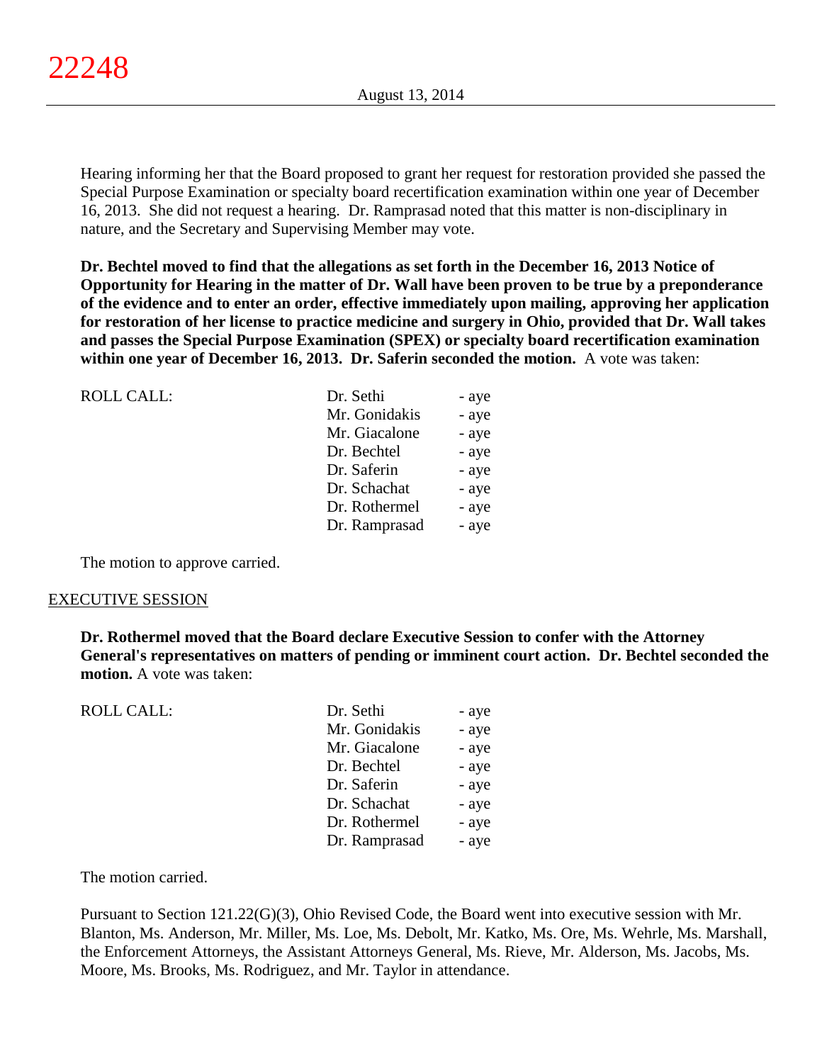Hearing informing her that the Board proposed to grant her request for restoration provided she passed the Special Purpose Examination or specialty board recertification examination within one year of December 16, 2013. She did not request a hearing. Dr. Ramprasad noted that this matter is non-disciplinary in nature, and the Secretary and Supervising Member may vote.

**Dr. Bechtel moved to find that the allegations as set forth in the December 16, 2013 Notice of Opportunity for Hearing in the matter of Dr. Wall have been proven to be true by a preponderance of the evidence and to enter an order, effective immediately upon mailing, approving her application for restoration of her license to practice medicine and surgery in Ohio, provided that Dr. Wall takes and passes the Special Purpose Examination (SPEX) or specialty board recertification examination within one year of December 16, 2013. Dr. Saferin seconded the motion.** A vote was taken:

| ROLL CALL: | | |
|---|---|---|
| | Dr. Sethi | - aye |
| | Mr. Gonidakis | - aye |
| | Mr. Giacalone | - aye |
| | Dr. Bechtel | - aye |
| | Dr. Saferin | - aye |
| | Dr. Schachat | - aye |
| | Dr. Rothermel | - aye |
| | Dr. Ramprasad | - aye |

The motion to approve carried.

## EXECUTIVE SESSION

**Dr. Rothermel moved that the Board declare Executive Session to confer with the Attorney General's representatives on matters of pending or imminent court action. Dr. Bechtel seconded the motion.** A vote was taken:

| ROLL CALL: | | |
|---|---|---|
| | Dr. Sethi | - aye |
| | Mr. Gonidakis | - aye |
| | Mr. Giacalone | - aye |
| | Dr. Bechtel | - aye |
| | Dr. Saferin | - aye |
| | Dr. Schachat | - aye |
| | Dr. Rothermel | - aye |
| | Dr. Ramprasad | - aye |

The motion carried.

Pursuant to Section 121.22(G)(3), Ohio Revised Code, the Board went into executive session with Mr. Blanton, Ms. Anderson, Mr. Miller, Ms. Loe, Ms. Debolt, Mr. Katko, Ms. Ore, Ms. Wehrle, Ms. Marshall, the Enforcement Attorneys, the Assistant Attorneys General, Ms. Rieve, Mr. Alderson, Ms. Jacobs, Ms. Moore, Ms. Brooks, Ms. Rodriguez, and Mr. Taylor in attendance.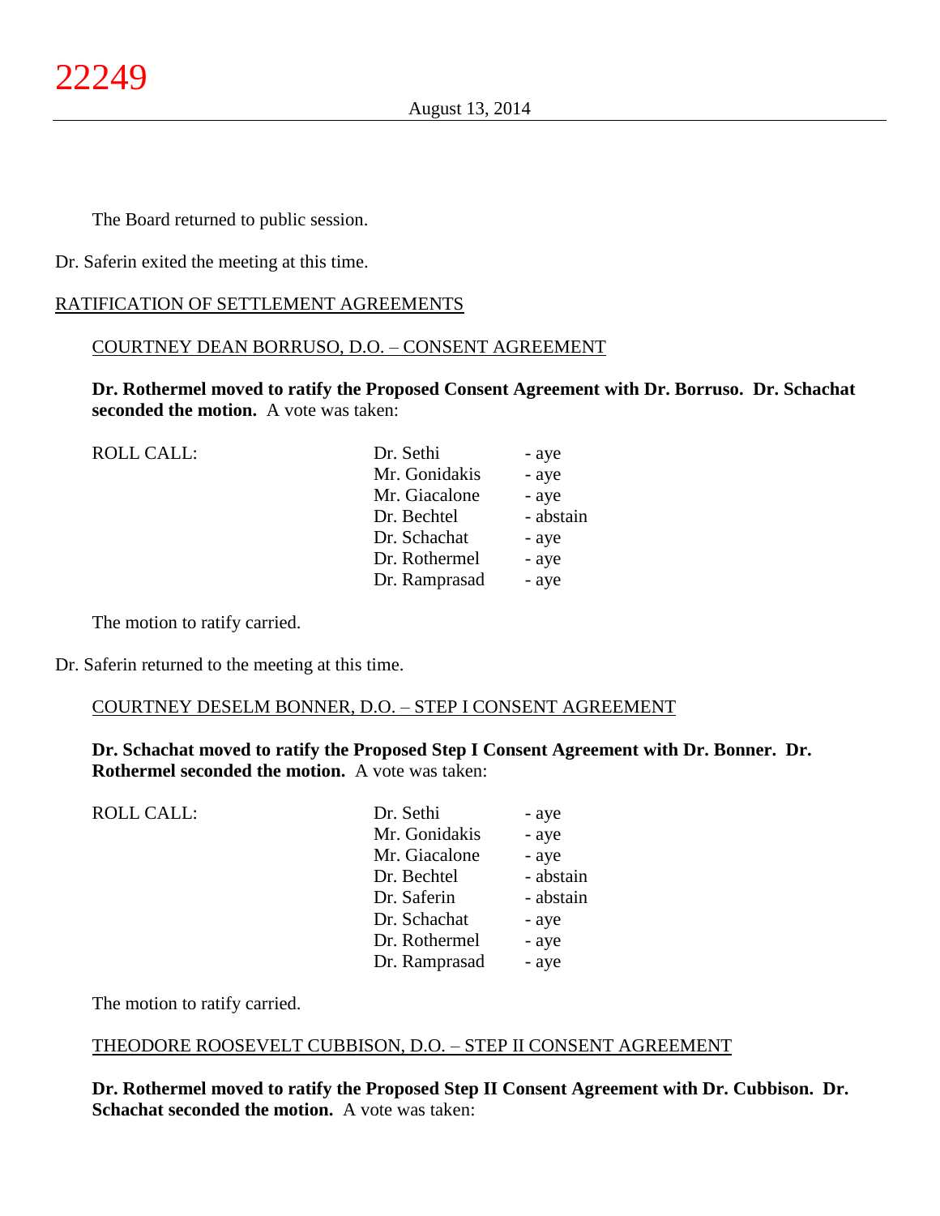The Board returned to public session.

Dr. Saferin exited the meeting at this time.

RATIFICATION OF SETTLEMENT AGREEMENTS

COURTNEY DEAN BORRUSO, D.O. – CONSENT AGREEMENT

**Dr. Rothermel moved to ratify the Proposed Consent Agreement with Dr. Borruso. Dr. Schachat seconded the motion.** A vote was taken:

| ROLL CALL: | Dr. Sethi | - aye |
|---|---|---|
| | Mr. Gonidakis | - aye |
| | Mr. Giacalone | - aye |
| | Dr. Bechtel | - abstain |
| | Dr. Schachat | - aye |
| | Dr. Rothermel | - aye |
| | Dr. Ramprasad | - aye |

The motion to ratify carried.

Dr. Saferin returned to the meeting at this time.

COURTNEY DESELM BONNER, D.O. – STEP I CONSENT AGREEMENT

**Dr. Schachat moved to ratify the Proposed Step I Consent Agreement with Dr. Bonner. Dr. Rothermel seconded the motion.** A vote was taken:

| ROLL CALL: | Dr. Sethi | - aye |
|---|---|---|
| | Mr. Gonidakis | - aye |
| | Mr. Giacalone | - aye |
| | Dr. Bechtel | - abstain |
| | Dr. Saferin | - abstain |
| | Dr. Schachat | - aye |
| | Dr. Rothermel | - aye |
| | Dr. Ramprasad | - aye |

The motion to ratify carried.

THEODORE ROOSEVELT CUBBISON, D.O. – STEP II CONSENT AGREEMENT

**Dr. Rothermel moved to ratify the Proposed Step II Consent Agreement with Dr. Cubbison. Dr. Schachat seconded the motion.** A vote was taken: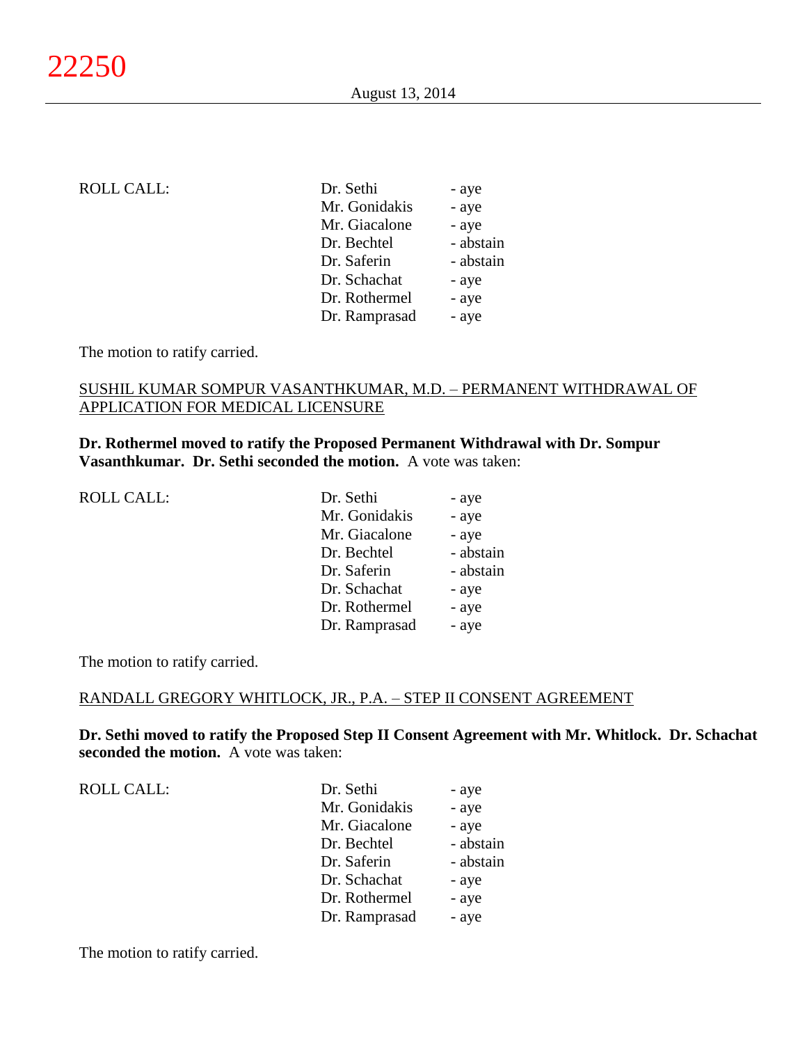| ROLL CALL: | Dr. Sethi | - aye |
|---|---|---|
| | Mr. Gonidakis | - aye |
| | Mr. Giacalone | - aye |
| | Dr. Bechtel | - abstain |
| | Dr. Saferin | - abstain |
| | Dr. Schachat | - aye |
| | Dr. Rothermel | - aye |
| | Dr. Ramprasad | - aye |

The motion to ratify carried.

<u>SUSHIL KUMAR SOMPUR VASANTHKUMAR, M.D. – PERMANENT WITHDRAWAL OF APPLICATION FOR MEDICAL LICENSURE</u>

**Dr. Rothermel moved to ratify the Proposed Permanent Withdrawal with Dr. Sompur Vasanthkumar. Dr. Sethi seconded the motion.** A vote was taken:

| ROLL CALL: | Dr. Sethi | - aye |
|---|---|---|
| | Mr. Gonidakis | - aye |
| | Mr. Giacalone | - aye |
| | Dr. Bechtel | - abstain |
| | Dr. Saferin | - abstain |
| | Dr. Schachat | - aye |
| | Dr. Rothermel | - aye |
| | Dr. Ramprasad | - aye |

The motion to ratify carried.

<u>RANDALL GREGORY WHITLOCK, JR., P.A. – STEP II CONSENT AGREEMENT</u>

**Dr. Sethi moved to ratify the Proposed Step II Consent Agreement with Mr. Whitlock. Dr. Schachat seconded the motion.** A vote was taken:

| ROLL CALL: | Dr. Sethi | - aye |
|---|---|---|
| | Mr. Gonidakis | - aye |
| | Mr. Giacalone | - aye |
| | Dr. Bechtel | - abstain |
| | Dr. Saferin | - abstain |
| | Dr. Schachat | - aye |
| | Dr. Rothermel | - aye |
| | Dr. Ramprasad | - aye |

The motion to ratify carried.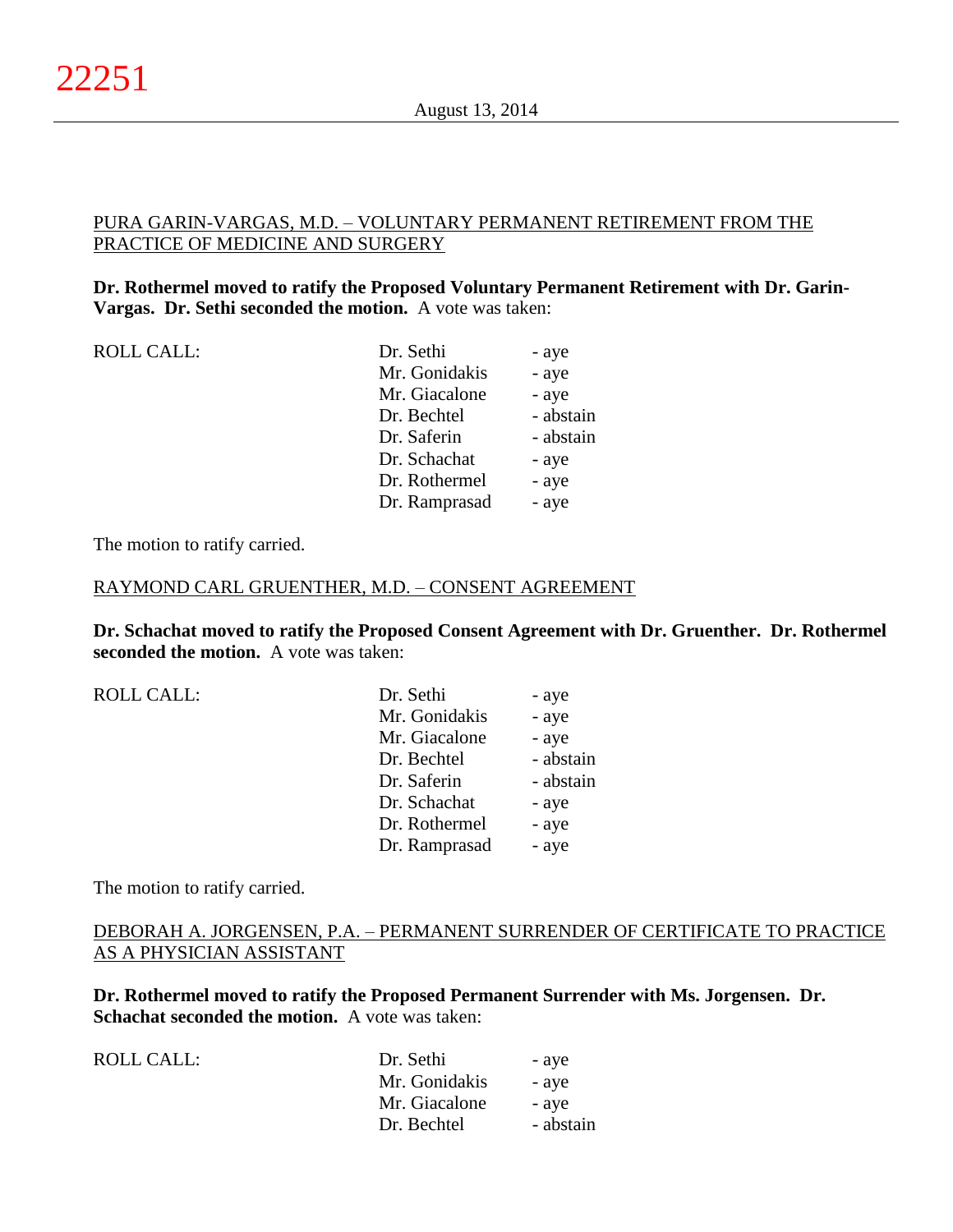PURA GARIN-VARGAS, M.D. – VOLUNTARY PERMANENT RETIREMENT FROM THE PRACTICE OF MEDICINE AND SURGERY

**Dr. Rothermel moved to ratify the Proposed Voluntary Permanent Retirement with Dr. Garin-Vargas. Dr. Sethi seconded the motion.** A vote was taken:

| ROLL CALL: | Dr. Sethi | - aye |
|---|---|---|
| | Mr. Gonidakis | - aye |
| | Mr. Giacalone | - aye |
| | Dr. Bechtel | - abstain |
| | Dr. Saferin | - abstain |
| | Dr. Schachat | - aye |
| | Dr. Rothermel | - aye |
| | Dr. Ramprasad | - aye |

The motion to ratify carried.

RAYMOND CARL GRUENTHER, M.D. – CONSENT AGREEMENT

**Dr. Schachat moved to ratify the Proposed Consent Agreement with Dr. Gruenther. Dr. Rothermel seconded the motion.** A vote was taken:

| ROLL CALL: | Dr. Sethi | - aye |
|---|---|---|
| | Mr. Gonidakis | - aye |
| | Mr. Giacalone | - aye |
| | Dr. Bechtel | - abstain |
| | Dr. Saferin | - abstain |
| | Dr. Schachat | - aye |
| | Dr. Rothermel | - aye |
| | Dr. Ramprasad | - aye |

The motion to ratify carried.

DEBORAH A. JORGENSEN, P.A. – PERMANENT SURRENDER OF CERTIFICATE TO PRACTICE AS A PHYSICIAN ASSISTANT

**Dr. Rothermel moved to ratify the Proposed Permanent Surrender with Ms. Jorgensen. Dr. Schachat seconded the motion.** A vote was taken:

| ROLL CALL: | Dr. Sethi | - aye |
|---|---|---|
| | Mr. Gonidakis | - aye |
| | Mr. Giacalone | - aye |
| | Dr. Bechtel | - abstain |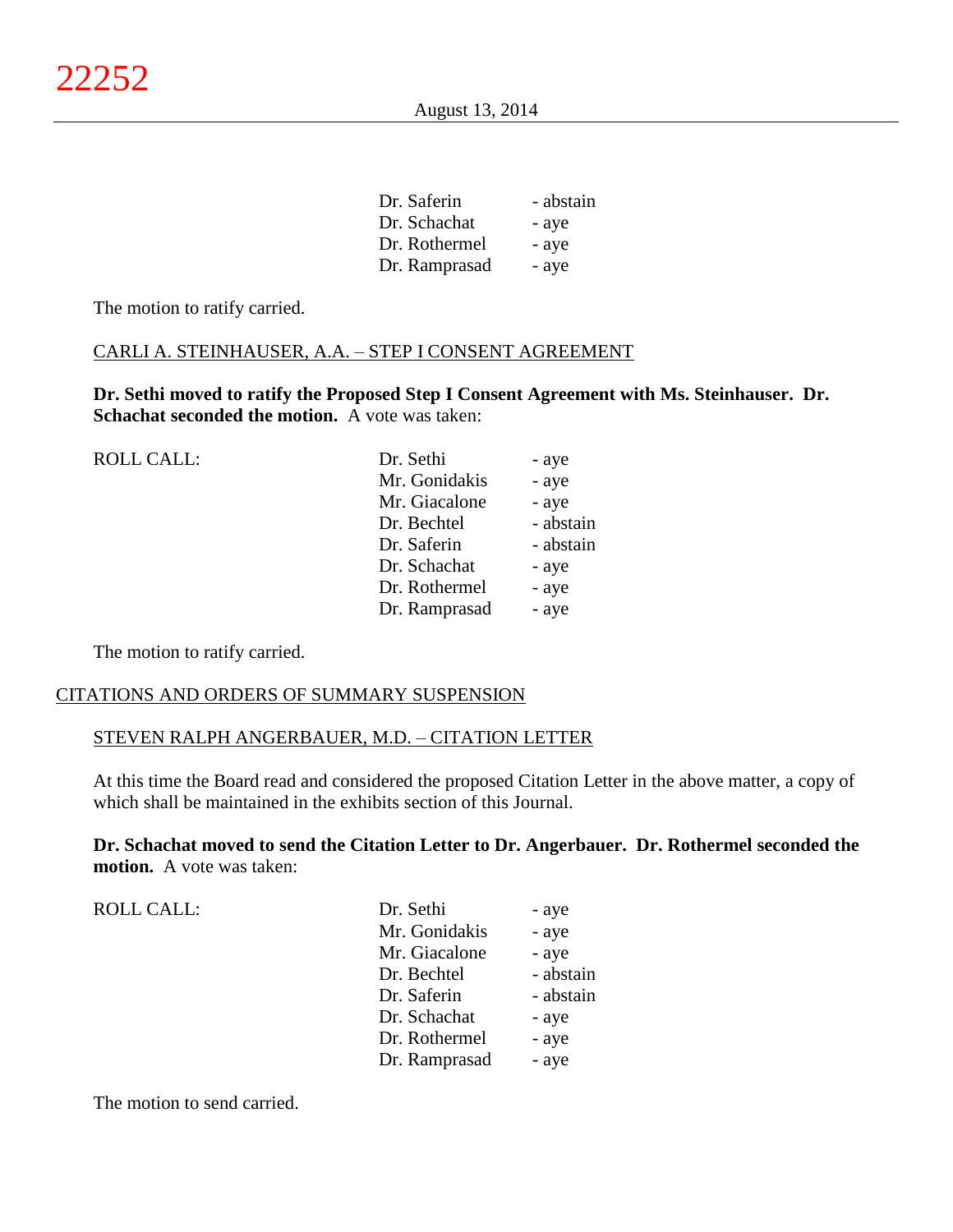| | | |
|---|---|---|
| | Dr. Saferin | - abstain |
| | Dr. Schachat | - aye |
| | Dr. Rothermel | - aye |
| | Dr. Ramprasad | - aye |

The motion to ratify carried.

CARLI A. STEINHAUSER, A.A. – STEP I CONSENT AGREEMENT

**Dr. Sethi moved to ratify the Proposed Step I Consent Agreement with Ms. Steinhauser. Dr. Schachat seconded the motion.** A vote was taken:

| | | |
|---|---|---|
| ROLL CALL: | Dr. Sethi | - aye |
| | Mr. Gonidakis | - aye |
| | Mr. Giacalone | - aye |
| | Dr. Bechtel | - abstain |
| | Dr. Saferin | - abstain |
| | Dr. Schachat | - aye |
| | Dr. Rothermel | - aye |
| | Dr. Ramprasad | - aye |

The motion to ratify carried.

CITATIONS AND ORDERS OF SUMMARY SUSPENSION

STEVEN RALPH ANGERBAUER, M.D. – CITATION LETTER

At this time the Board read and considered the proposed Citation Letter in the above matter, a copy of which shall be maintained in the exhibits section of this Journal.

**Dr. Schachat moved to send the Citation Letter to Dr. Angerbauer. Dr. Rothermel seconded the motion.** A vote was taken:

| | | |
|---|---|---|
| ROLL CALL: | Dr. Sethi | - aye |
| | Mr. Gonidakis | - aye |
| | Mr. Giacalone | - aye |
| | Dr. Bechtel | - abstain |
| | Dr. Saferin | - abstain |
| | Dr. Schachat | - aye |
| | Dr. Rothermel | - aye |
| | Dr. Ramprasad | - aye |

The motion to send carried.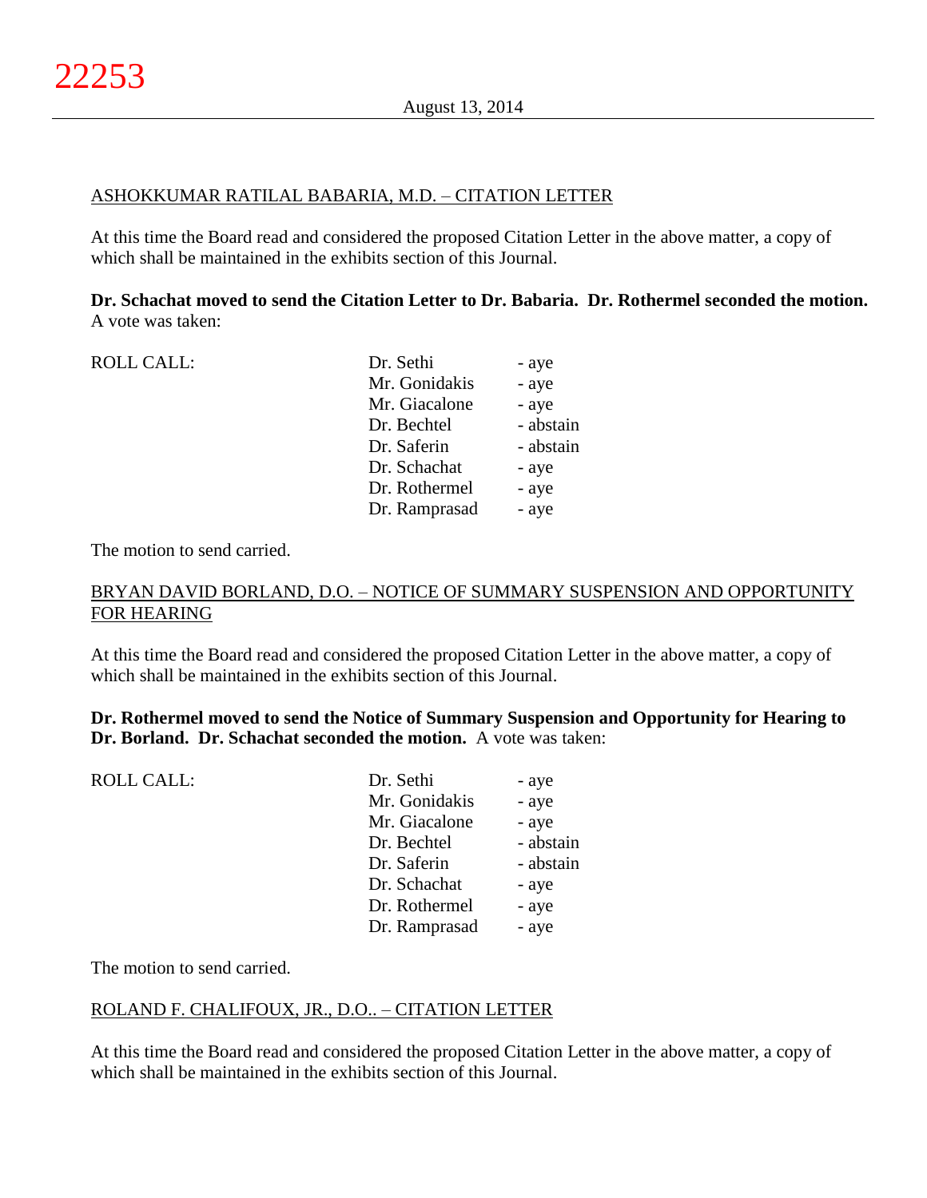ASHOKKUMAR RATILAL BABARIA, M.D. – CITATION LETTER

At this time the Board read and considered the proposed Citation Letter in the above matter, a copy of which shall be maintained in the exhibits section of this Journal.

**Dr. Schachat moved to send the Citation Letter to Dr. Babaria. Dr. Rothermel seconded the motion.** A vote was taken:

| ROLL CALL: | | |
|---|---|---|
| | Dr. Sethi | - aye |
| | Mr. Gonidakis | - aye |
| | Mr. Giacalone | - aye |
| | Dr. Bechtel | - abstain |
| | Dr. Saferin | - abstain |
| | Dr. Schachat | - aye |
| | Dr. Rothermel | - aye |
| | Dr. Ramprasad | - aye |

The motion to send carried.

BRYAN DAVID BORLAND, D.O. – NOTICE OF SUMMARY SUSPENSION AND OPPORTUNITY FOR HEARING

At this time the Board read and considered the proposed Citation Letter in the above matter, a copy of which shall be maintained in the exhibits section of this Journal.

**Dr. Rothermel moved to send the Notice of Summary Suspension and Opportunity for Hearing to Dr. Borland. Dr. Schachat seconded the motion.** A vote was taken:

| ROLL CALL: | | |
|---|---|---|
| | Dr. Sethi | - aye |
| | Mr. Gonidakis | - aye |
| | Mr. Giacalone | - aye |
| | Dr. Bechtel | - abstain |
| | Dr. Saferin | - abstain |
| | Dr. Schachat | - aye |
| | Dr. Rothermel | - aye |
| | Dr. Ramprasad | - aye |

The motion to send carried.

ROLAND F. CHALIFOUX, JR., D.O.. – CITATION LETTER

At this time the Board read and considered the proposed Citation Letter in the above matter, a copy of which shall be maintained in the exhibits section of this Journal.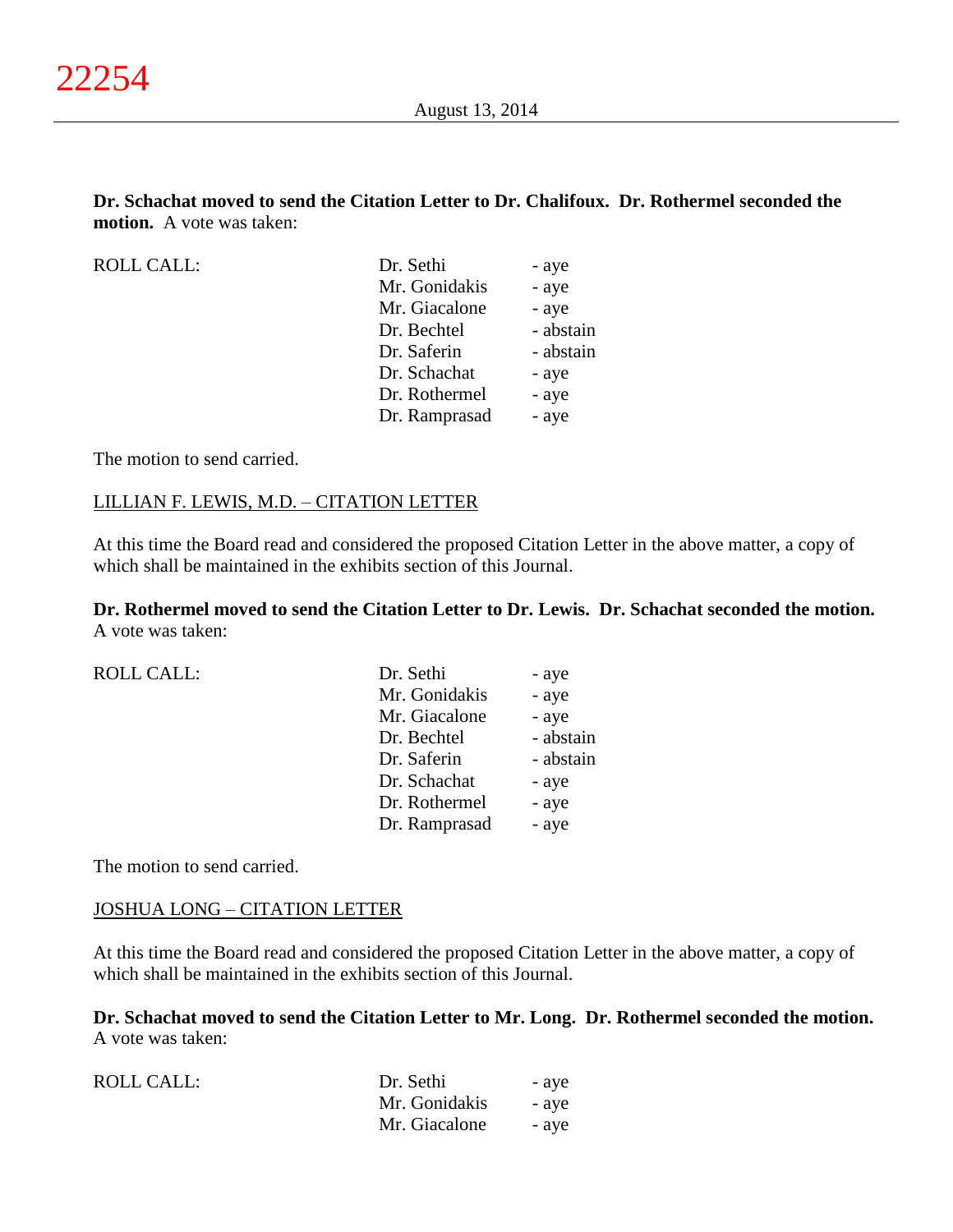**Dr. Schachat moved to send the Citation Letter to Dr. Chalifoux. Dr. Rothermel seconded the motion.** A vote was taken:

| ROLL CALL: | | |
|---|---|---|
| | Dr. Sethi | - aye |
| | Mr. Gonidakis | - aye |
| | Mr. Giacalone | - aye |
| | Dr. Bechtel | - abstain |
| | Dr. Saferin | - abstain |
| | Dr. Schachat | - aye |
| | Dr. Rothermel | - aye |
| | Dr. Ramprasad | - aye |

The motion to send carried.

LILLIAN F. LEWIS, M.D. – CITATION LETTER

At this time the Board read and considered the proposed Citation Letter in the above matter, a copy of which shall be maintained in the exhibits section of this Journal.

**Dr. Rothermel moved to send the Citation Letter to Dr. Lewis. Dr. Schachat seconded the motion.** A vote was taken:

| ROLL CALL: | | |
|---|---|---|
| | Dr. Sethi | - aye |
| | Mr. Gonidakis | - aye |
| | Mr. Giacalone | - aye |
| | Dr. Bechtel | - abstain |
| | Dr. Saferin | - abstain |
| | Dr. Schachat | - aye |
| | Dr. Rothermel | - aye |
| | Dr. Ramprasad | - aye |

The motion to send carried.

JOSHUA LONG – CITATION LETTER

At this time the Board read and considered the proposed Citation Letter in the above matter, a copy of which shall be maintained in the exhibits section of this Journal.

**Dr. Schachat moved to send the Citation Letter to Mr. Long. Dr. Rothermel seconded the motion.** A vote was taken:

| ROLL CALL: | | |
|---|---|---|
| | Dr. Sethi | - aye |
| | Mr. Gonidakis | - aye |
| | Mr. Giacalone | - aye |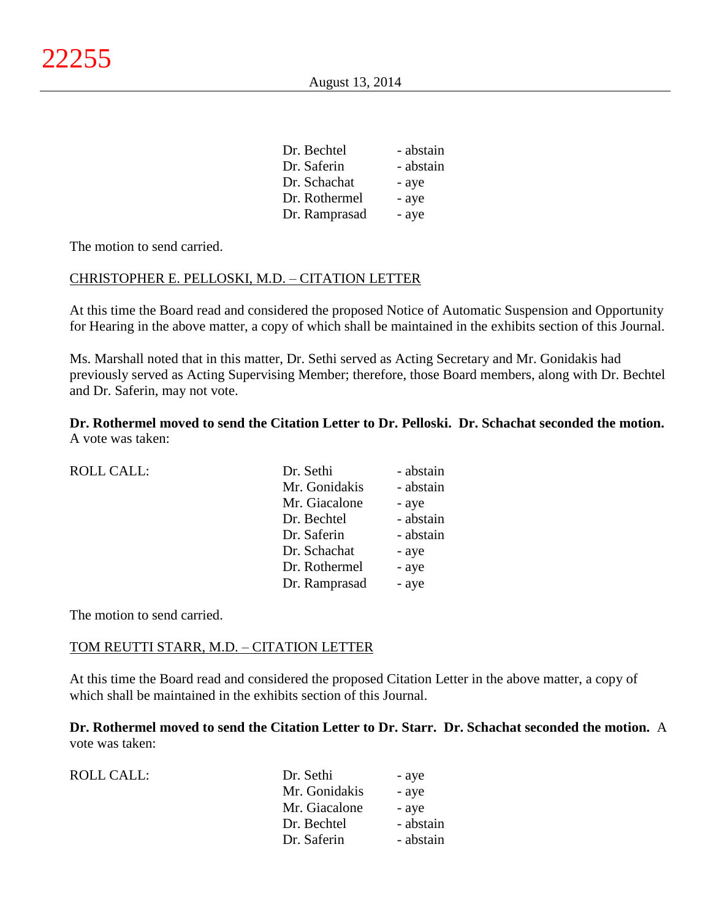| | |
|---|---|
| Dr. Bechtel | - abstain |
| Dr. Saferin | - abstain |
| Dr. Schachat | - aye |
| Dr. Rothermel | - aye |
| Dr. Ramprasad | - aye |

The motion to send carried.

CHRISTOPHER E. PELLOSKI, M.D. – CITATION LETTER

At this time the Board read and considered the proposed Notice of Automatic Suspension and Opportunity for Hearing in the above matter, a copy of which shall be maintained in the exhibits section of this Journal.

Ms. Marshall noted that in this matter, Dr. Sethi served as Acting Secretary and Mr. Gonidakis had previously served as Acting Supervising Member; therefore, those Board members, along with Dr. Bechtel and Dr. Saferin, may not vote.

**Dr. Rothermel moved to send the Citation Letter to Dr. Pelloski. Dr. Schachat seconded the motion.** A vote was taken:

| ROLL CALL: | | |
|---|---|---|
| | Dr. Sethi | - abstain |
| | Mr. Gonidakis | - abstain |
| | Mr. Giacalone | - aye |
| | Dr. Bechtel | - abstain |
| | Dr. Saferin | - abstain |
| | Dr. Schachat | - aye |
| | Dr. Rothermel | - aye |
| | Dr. Ramprasad | - aye |

The motion to send carried.

TOM REUTTI STARR, M.D. – CITATION LETTER

At this time the Board read and considered the proposed Citation Letter in the above matter, a copy of which shall be maintained in the exhibits section of this Journal.

**Dr. Rothermel moved to send the Citation Letter to Dr. Starr. Dr. Schachat seconded the motion.** A vote was taken:

| ROLL CALL: | | |
|---|---|---|
| | Dr. Sethi | - aye |
| | Mr. Gonidakis | - aye |
| | Mr. Giacalone | - aye |
| | Dr. Bechtel | - abstain |
| | Dr. Saferin | - abstain |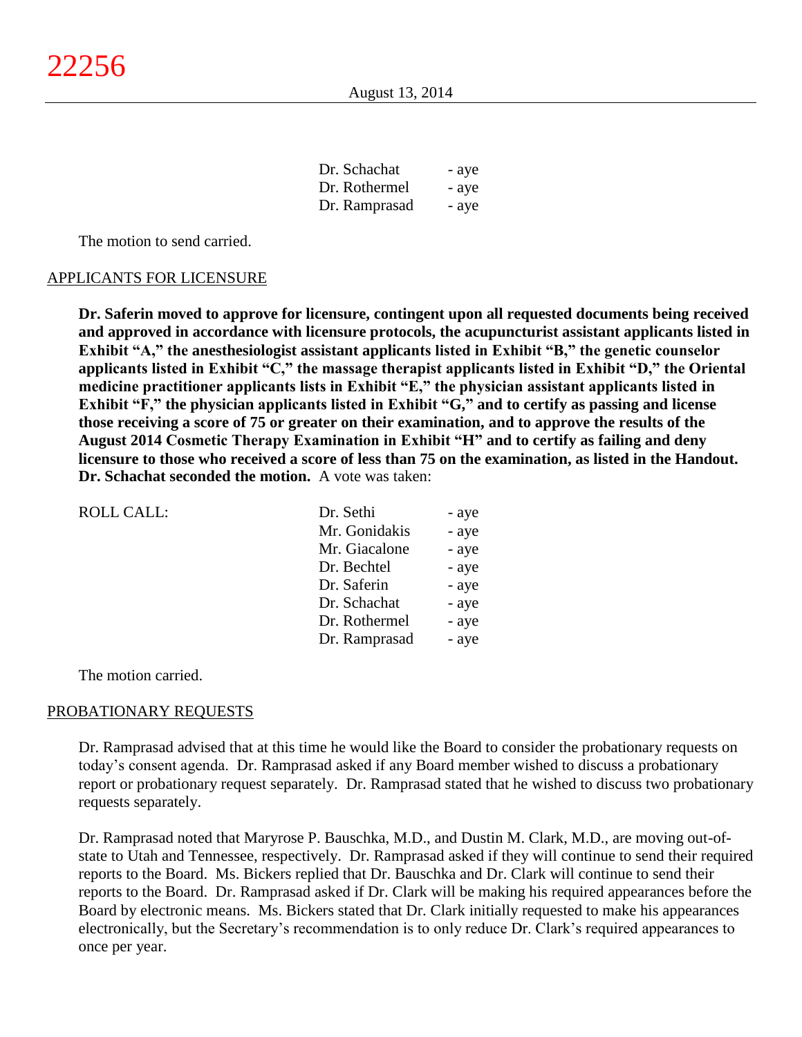| | |
|---|---|
| Dr. Schachat | - aye |
| Dr. Rothermel | - aye |
| Dr. Ramprasad | - aye |

The motion to send carried.

APPLICANTS FOR LICENSURE

**Dr. Saferin moved to approve for licensure, contingent upon all requested documents being received and approved in accordance with licensure protocols, the acupuncturist assistant applicants listed in Exhibit "A," the anesthesiologist assistant applicants listed in Exhibit "B," the genetic counselor applicants listed in Exhibit "C," the massage therapist applicants listed in Exhibit "D," the Oriental medicine practitioner applicants lists in Exhibit "E," the physician assistant applicants listed in Exhibit "F," the physician applicants listed in Exhibit "G," and to certify as passing and license those receiving a score of 75 or greater on their examination, and to approve the results of the August 2014 Cosmetic Therapy Examination in Exhibit "H" and to certify as failing and deny licensure to those who received a score of less than 75 on the examination, as listed in the Handout. Dr. Schachat seconded the motion.** A vote was taken:

| ROLL CALL: | | |
|---|---|---|
| | Dr. Sethi | - aye |
| | Mr. Gonidakis | - aye |
| | Mr. Giacalone | - aye |
| | Dr. Bechtel | - aye |
| | Dr. Saferin | - aye |
| | Dr. Schachat | - aye |
| | Dr. Rothermel | - aye |
| | Dr. Ramprasad | - aye |

The motion carried.

PROBATIONARY REQUESTS

Dr. Ramprasad advised that at this time he would like the Board to consider the probationary requests on today's consent agenda. Dr. Ramprasad asked if any Board member wished to discuss a probationary report or probationary request separately. Dr. Ramprasad stated that he wished to discuss two probationary requests separately.

Dr. Ramprasad noted that Maryrose P. Bauschka, M.D., and Dustin M. Clark, M.D., are moving out-of-state to Utah and Tennessee, respectively. Dr. Ramprasad asked if they will continue to send their required reports to the Board. Ms. Bickers replied that Dr. Bauschka and Dr. Clark will continue to send their reports to the Board. Dr. Ramprasad asked if Dr. Clark will be making his required appearances before the Board by electronic means. Ms. Bickers stated that Dr. Clark initially requested to make his appearances electronically, but the Secretary's recommendation is to only reduce Dr. Clark's required appearances to once per year.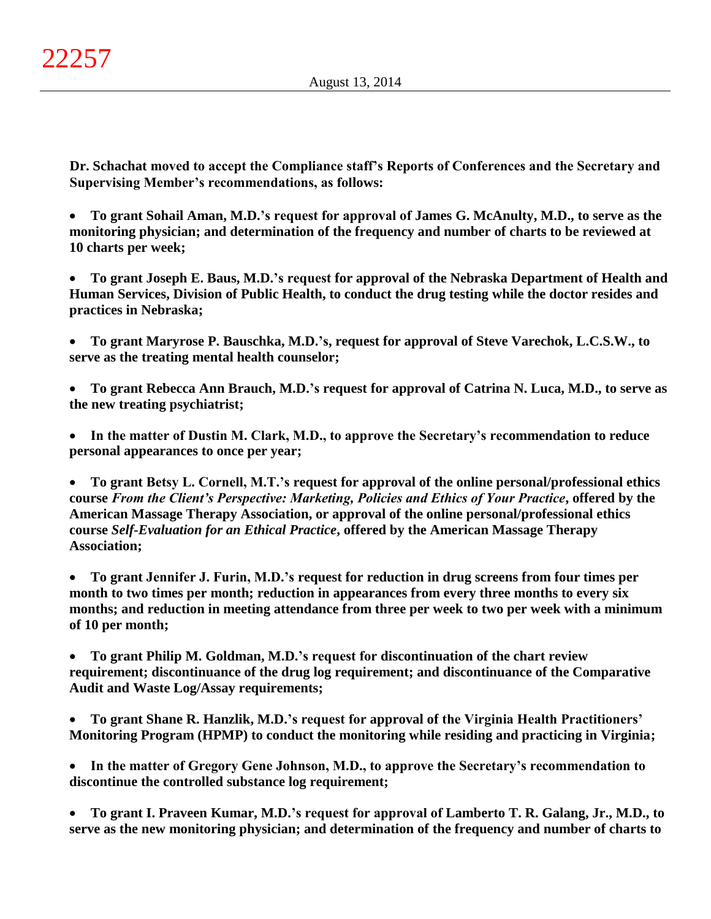**Dr. Schachat moved to accept the Compliance staff's Reports of Conferences and the Secretary and Supervising Member's recommendations, as follows:**

- **To grant Sohail Aman, M.D.'s request for approval of James G. McAnulty, M.D., to serve as the monitoring physician; and determination of the frequency and number of charts to be reviewed at 10 charts per week;**

- **To grant Joseph E. Baus, M.D.'s request for approval of the Nebraska Department of Health and Human Services, Division of Public Health, to conduct the drug testing while the doctor resides and practices in Nebraska;**

- **To grant Maryrose P. Bauschka, M.D.'s, request for approval of Steve Varechok, L.C.S.W., to serve as the treating mental health counselor;**

- **To grant Rebecca Ann Brauch, M.D.'s request for approval of Catrina N. Luca, M.D., to serve as the new treating psychiatrist;**

- **In the matter of Dustin M. Clark, M.D., to approve the Secretary's recommendation to reduce personal appearances to once per year;**

- **To grant Betsy L. Cornell, M.T.'s request for approval of the online personal/professional ethics course *From the Client's Perspective: Marketing, Policies and Ethics of Your Practice*, offered by the American Massage Therapy Association, or approval of the online personal/professional ethics course *Self-Evaluation for an Ethical Practice*, offered by the American Massage Therapy Association;**

- **To grant Jennifer J. Furin, M.D.'s request for reduction in drug screens from four times per month to two times per month; reduction in appearances from every three months to every six months; and reduction in meeting attendance from three per week to two per week with a minimum of 10 per month;**

- **To grant Philip M. Goldman, M.D.'s request for discontinuation of the chart review requirement; discontinuance of the drug log requirement; and discontinuance of the Comparative Audit and Waste Log/Assay requirements;**

- **To grant Shane R. Hanzlik, M.D.'s request for approval of the Virginia Health Practitioners' Monitoring Program (HPMP) to conduct the monitoring while residing and practicing in Virginia;**

- **In the matter of Gregory Gene Johnson, M.D., to approve the Secretary's recommendation to discontinue the controlled substance log requirement;**

- **To grant I. Praveen Kumar, M.D.'s request for approval of Lamberto T. R. Galang, Jr., M.D., to serve as the new monitoring physician; and determination of the frequency and number of charts to**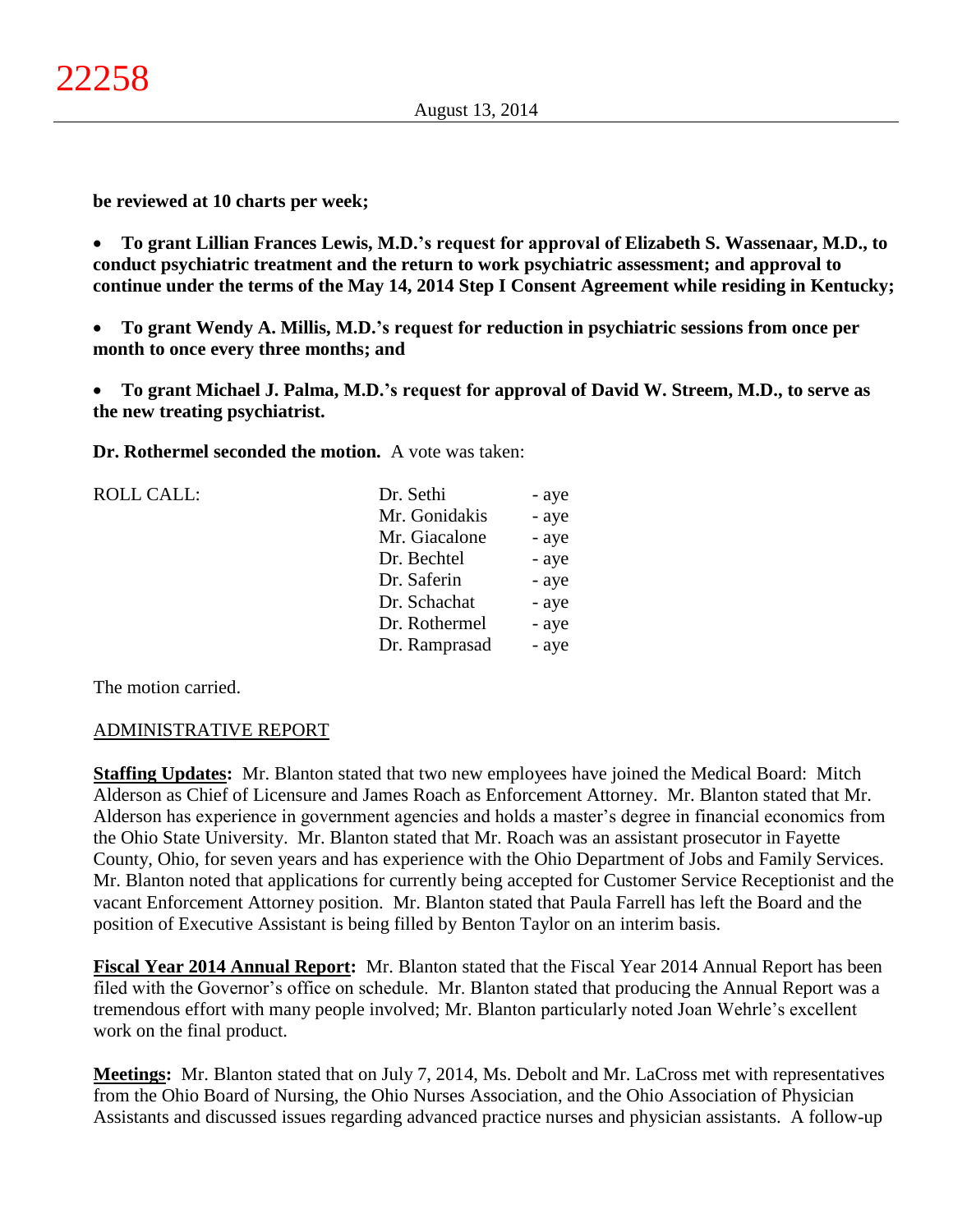**be reviewed at 10 charts per week;**

- **To grant Lillian Frances Lewis, M.D.'s request for approval of Elizabeth S. Wassenaar, M.D., to conduct psychiatric treatment and the return to work psychiatric assessment; and approval to continue under the terms of the May 14, 2014 Step I Consent Agreement while residing in Kentucky;**

- **To grant Wendy A. Millis, M.D.'s request for reduction in psychiatric sessions from once per month to once every three months; and**

- **To grant Michael J. Palma, M.D.'s request for approval of David W. Streem, M.D., to serve as the new treating psychiatrist.**

**Dr. Rothermel seconded the motion.** A vote was taken:

| ROLL CALL: | | |
|---|---|---|
| | Dr. Sethi | - aye |
| | Mr. Gonidakis | - aye |
| | Mr. Giacalone | - aye |
| | Dr. Bechtel | - aye |
| | Dr. Saferin | - aye |
| | Dr. Schachat | - aye |
| | Dr. Rothermel | - aye |
| | Dr. Ramprasad | - aye |

The motion carried.

ADMINISTRATIVE REPORT

**Staffing Updates:** Mr. Blanton stated that two new employees have joined the Medical Board: Mitch Alderson as Chief of Licensure and James Roach as Enforcement Attorney. Mr. Blanton stated that Mr. Alderson has experience in government agencies and holds a master's degree in financial economics from the Ohio State University. Mr. Blanton stated that Mr. Roach was an assistant prosecutor in Fayette County, Ohio, for seven years and has experience with the Ohio Department of Jobs and Family Services. Mr. Blanton noted that applications for currently being accepted for Customer Service Receptionist and the vacant Enforcement Attorney position. Mr. Blanton stated that Paula Farrell has left the Board and the position of Executive Assistant is being filled by Benton Taylor on an interim basis.

**Fiscal Year 2014 Annual Report:** Mr. Blanton stated that the Fiscal Year 2014 Annual Report has been filed with the Governor's office on schedule. Mr. Blanton stated that producing the Annual Report was a tremendous effort with many people involved; Mr. Blanton particularly noted Joan Wehrle's excellent work on the final product.

**Meetings:** Mr. Blanton stated that on July 7, 2014, Ms. Debolt and Mr. LaCross met with representatives from the Ohio Board of Nursing, the Ohio Nurses Association, and the Ohio Association of Physician Assistants and discussed issues regarding advanced practice nurses and physician assistants. A follow-up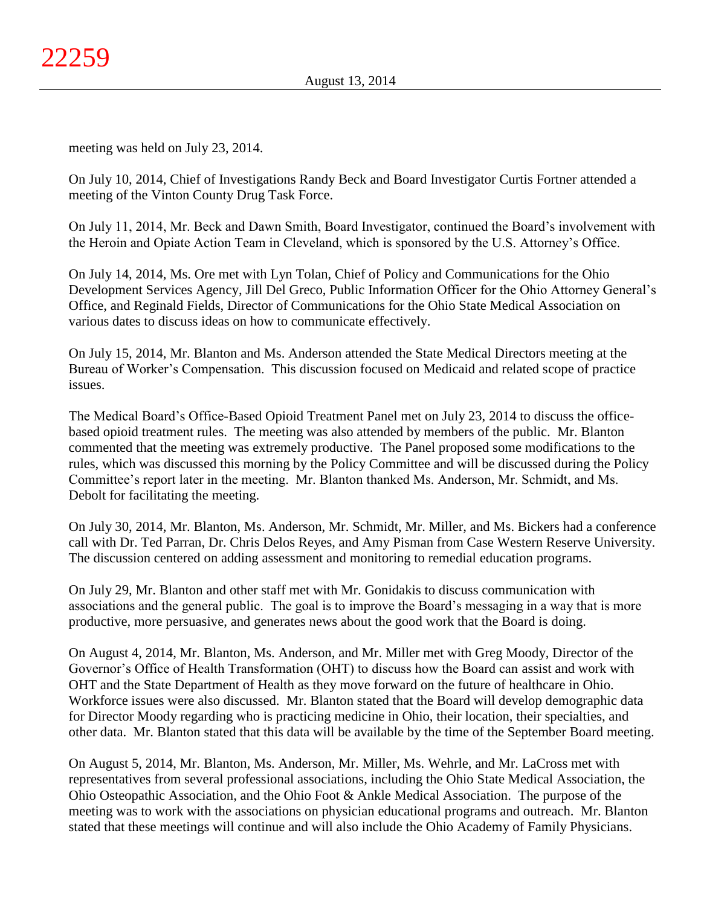meeting was held on July 23, 2014.

On July 10, 2014, Chief of Investigations Randy Beck and Board Investigator Curtis Fortner attended a meeting of the Vinton County Drug Task Force.

On July 11, 2014, Mr. Beck and Dawn Smith, Board Investigator, continued the Board's involvement with the Heroin and Opiate Action Team in Cleveland, which is sponsored by the U.S. Attorney's Office.

On July 14, 2014, Ms. Ore met with Lyn Tolan, Chief of Policy and Communications for the Ohio Development Services Agency, Jill Del Greco, Public Information Officer for the Ohio Attorney General's Office, and Reginald Fields, Director of Communications for the Ohio State Medical Association on various dates to discuss ideas on how to communicate effectively.

On July 15, 2014, Mr. Blanton and Ms. Anderson attended the State Medical Directors meeting at the Bureau of Worker's Compensation. This discussion focused on Medicaid and related scope of practice issues.

The Medical Board's Office-Based Opioid Treatment Panel met on July 23, 2014 to discuss the office-based opioid treatment rules. The meeting was also attended by members of the public. Mr. Blanton commented that the meeting was extremely productive. The Panel proposed some modifications to the rules, which was discussed this morning by the Policy Committee and will be discussed during the Policy Committee's report later in the meeting. Mr. Blanton thanked Ms. Anderson, Mr. Schmidt, and Ms. Debolt for facilitating the meeting.

On July 30, 2014, Mr. Blanton, Ms. Anderson, Mr. Schmidt, Mr. Miller, and Ms. Bickers had a conference call with Dr. Ted Parran, Dr. Chris Delos Reyes, and Amy Pisman from Case Western Reserve University. The discussion centered on adding assessment and monitoring to remedial education programs.

On July 29, Mr. Blanton and other staff met with Mr. Gonidakis to discuss communication with associations and the general public. The goal is to improve the Board's messaging in a way that is more productive, more persuasive, and generates news about the good work that the Board is doing.

On August 4, 2014, Mr. Blanton, Ms. Anderson, and Mr. Miller met with Greg Moody, Director of the Governor's Office of Health Transformation (OHT) to discuss how the Board can assist and work with OHT and the State Department of Health as they move forward on the future of healthcare in Ohio. Workforce issues were also discussed. Mr. Blanton stated that the Board will develop demographic data for Director Moody regarding who is practicing medicine in Ohio, their location, their specialties, and other data. Mr. Blanton stated that this data will be available by the time of the September Board meeting.

On August 5, 2014, Mr. Blanton, Ms. Anderson, Mr. Miller, Ms. Wehrle, and Mr. LaCross met with representatives from several professional associations, including the Ohio State Medical Association, the Ohio Osteopathic Association, and the Ohio Foot & Ankle Medical Association. The purpose of the meeting was to work with the associations on physician educational programs and outreach. Mr. Blanton stated that these meetings will continue and will also include the Ohio Academy of Family Physicians.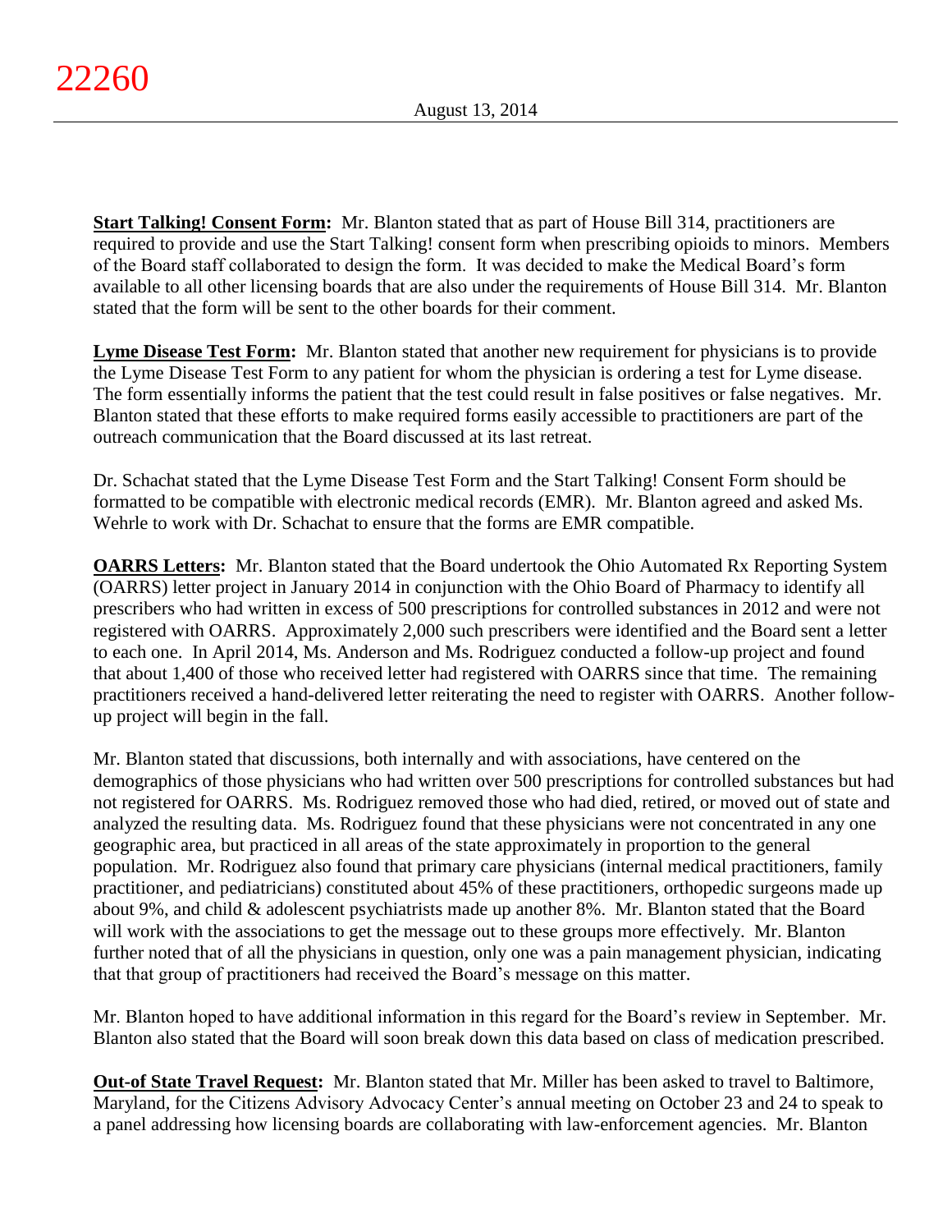**Start Talking! Consent Form:** Mr. Blanton stated that as part of House Bill 314, practitioners are required to provide and use the Start Talking! consent form when prescribing opioids to minors. Members of the Board staff collaborated to design the form. It was decided to make the Medical Board's form available to all other licensing boards that are also under the requirements of House Bill 314. Mr. Blanton stated that the form will be sent to the other boards for their comment.

**Lyme Disease Test Form:** Mr. Blanton stated that another new requirement for physicians is to provide the Lyme Disease Test Form to any patient for whom the physician is ordering a test for Lyme disease. The form essentially informs the patient that the test could result in false positives or false negatives. Mr. Blanton stated that these efforts to make required forms easily accessible to practitioners are part of the outreach communication that the Board discussed at its last retreat.

Dr. Schachat stated that the Lyme Disease Test Form and the Start Talking! Consent Form should be formatted to be compatible with electronic medical records (EMR). Mr. Blanton agreed and asked Ms. Wehrle to work with Dr. Schachat to ensure that the forms are EMR compatible.

**OARRS Letters:** Mr. Blanton stated that the Board undertook the Ohio Automated Rx Reporting System (OARRS) letter project in January 2014 in conjunction with the Ohio Board of Pharmacy to identify all prescribers who had written in excess of 500 prescriptions for controlled substances in 2012 and were not registered with OARRS. Approximately 2,000 such prescribers were identified and the Board sent a letter to each one. In April 2014, Ms. Anderson and Ms. Rodriguez conducted a follow-up project and found that about 1,400 of those who received letter had registered with OARRS since that time. The remaining practitioners received a hand-delivered letter reiterating the need to register with OARRS. Another follow-up project will begin in the fall.

Mr. Blanton stated that discussions, both internally and with associations, have centered on the demographics of those physicians who had written over 500 prescriptions for controlled substances but had not registered for OARRS. Ms. Rodriguez removed those who had died, retired, or moved out of state and analyzed the resulting data. Ms. Rodriguez found that these physicians were not concentrated in any one geographic area, but practiced in all areas of the state approximately in proportion to the general population. Mr. Rodriguez also found that primary care physicians (internal medical practitioners, family practitioner, and pediatricians) constituted about 45% of these practitioners, orthopedic surgeons made up about 9%, and child & adolescent psychiatrists made up another 8%. Mr. Blanton stated that the Board will work with the associations to get the message out to these groups more effectively. Mr. Blanton further noted that of all the physicians in question, only one was a pain management physician, indicating that that group of practitioners had received the Board's message on this matter.

Mr. Blanton hoped to have additional information in this regard for the Board's review in September. Mr. Blanton also stated that the Board will soon break down this data based on class of medication prescribed.

**Out-of State Travel Request:** Mr. Blanton stated that Mr. Miller has been asked to travel to Baltimore, Maryland, for the Citizens Advisory Advocacy Center's annual meeting on October 23 and 24 to speak to a panel addressing how licensing boards are collaborating with law-enforcement agencies. Mr. Blanton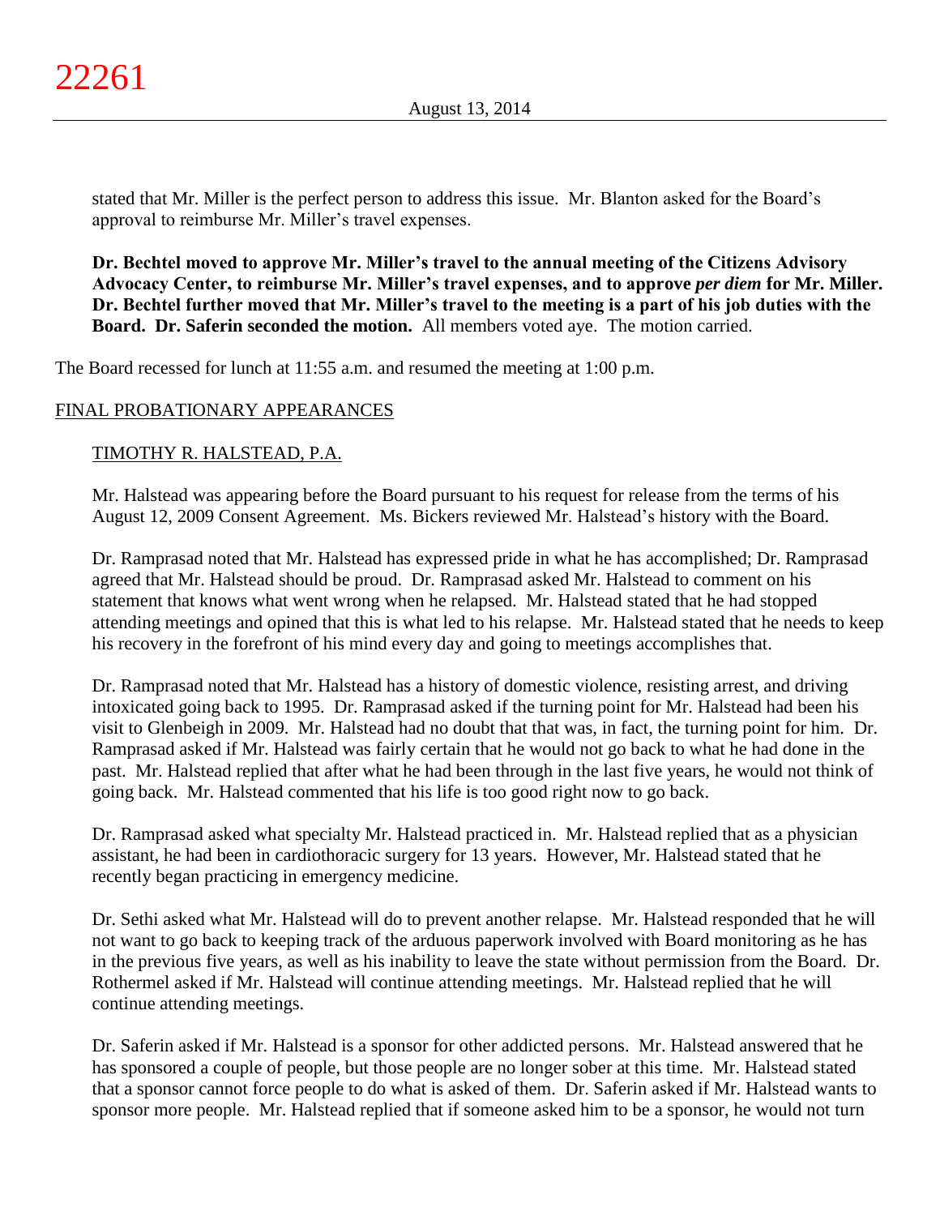stated that Mr. Miller is the perfect person to address this issue. Mr. Blanton asked for the Board's approval to reimburse Mr. Miller's travel expenses.

**Dr. Bechtel moved to approve Mr. Miller's travel to the annual meeting of the Citizens Advisory Advocacy Center, to reimburse Mr. Miller's travel expenses, and to approve *per diem* for Mr. Miller. Dr. Bechtel further moved that Mr. Miller's travel to the meeting is a part of his job duties with the Board. Dr. Saferin seconded the motion.** All members voted aye. The motion carried.

The Board recessed for lunch at 11:55 a.m. and resumed the meeting at 1:00 p.m.

## FINAL PROBATIONARY APPEARANCES

### TIMOTHY R. HALSTEAD, P.A.

Mr. Halstead was appearing before the Board pursuant to his request for release from the terms of his August 12, 2009 Consent Agreement. Ms. Bickers reviewed Mr. Halstead's history with the Board.

Dr. Ramprasad noted that Mr. Halstead has expressed pride in what he has accomplished; Dr. Ramprasad agreed that Mr. Halstead should be proud. Dr. Ramprasad asked Mr. Halstead to comment on his statement that knows what went wrong when he relapsed. Mr. Halstead stated that he had stopped attending meetings and opined that this is what led to his relapse. Mr. Halstead stated that he needs to keep his recovery in the forefront of his mind every day and going to meetings accomplishes that.

Dr. Ramprasad noted that Mr. Halstead has a history of domestic violence, resisting arrest, and driving intoxicated going back to 1995. Dr. Ramprasad asked if the turning point for Mr. Halstead had been his visit to Glenbeigh in 2009. Mr. Halstead had no doubt that that was, in fact, the turning point for him. Dr. Ramprasad asked if Mr. Halstead was fairly certain that he would not go back to what he had done in the past. Mr. Halstead replied that after what he had been through in the last five years, he would not think of going back. Mr. Halstead commented that his life is too good right now to go back.

Dr. Ramprasad asked what specialty Mr. Halstead practiced in. Mr. Halstead replied that as a physician assistant, he had been in cardiothoracic surgery for 13 years. However, Mr. Halstead stated that he recently began practicing in emergency medicine.

Dr. Sethi asked what Mr. Halstead will do to prevent another relapse. Mr. Halstead responded that he will not want to go back to keeping track of the arduous paperwork involved with Board monitoring as he has in the previous five years, as well as his inability to leave the state without permission from the Board. Dr. Rothermel asked if Mr. Halstead will continue attending meetings. Mr. Halstead replied that he will continue attending meetings.

Dr. Saferin asked if Mr. Halstead is a sponsor for other addicted persons. Mr. Halstead answered that he has sponsored a couple of people, but those people are no longer sober at this time. Mr. Halstead stated that a sponsor cannot force people to do what is asked of them. Dr. Saferin asked if Mr. Halstead wants to sponsor more people. Mr. Halstead replied that if someone asked him to be a sponsor, he would not turn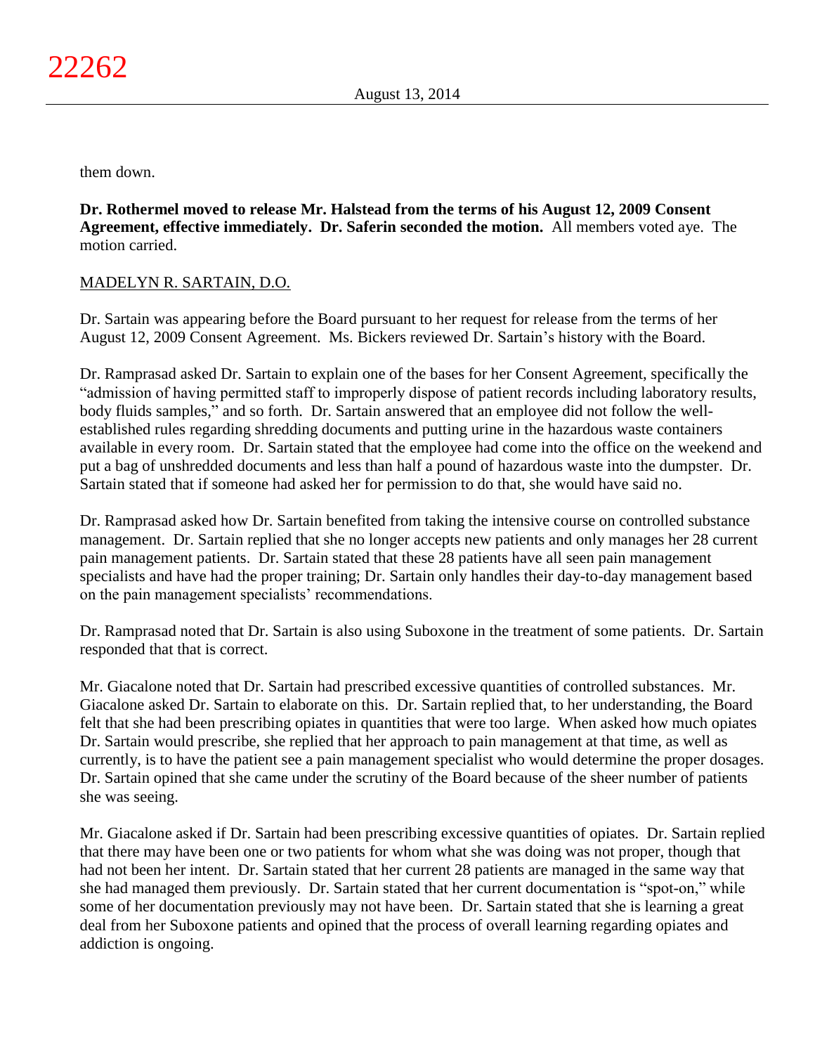them down.

**Dr. Rothermel moved to release Mr. Halstead from the terms of his August 12, 2009 Consent Agreement, effective immediately. Dr. Saferin seconded the motion.** All members voted aye. The motion carried.

MADELYN R. SARTAIN, D.O.

Dr. Sartain was appearing before the Board pursuant to her request for release from the terms of her August 12, 2009 Consent Agreement. Ms. Bickers reviewed Dr. Sartain's history with the Board.

Dr. Ramprasad asked Dr. Sartain to explain one of the bases for her Consent Agreement, specifically the "admission of having permitted staff to improperly dispose of patient records including laboratory results, body fluids samples," and so forth. Dr. Sartain answered that an employee did not follow the well-established rules regarding shredding documents and putting urine in the hazardous waste containers available in every room. Dr. Sartain stated that the employee had come into the office on the weekend and put a bag of unshredded documents and less than half a pound of hazardous waste into the dumpster. Dr. Sartain stated that if someone had asked her for permission to do that, she would have said no.

Dr. Ramprasad asked how Dr. Sartain benefited from taking the intensive course on controlled substance management. Dr. Sartain replied that she no longer accepts new patients and only manages her 28 current pain management patients. Dr. Sartain stated that these 28 patients have all seen pain management specialists and have had the proper training; Dr. Sartain only handles their day-to-day management based on the pain management specialists' recommendations.

Dr. Ramprasad noted that Dr. Sartain is also using Suboxone in the treatment of some patients. Dr. Sartain responded that that is correct.

Mr. Giacalone noted that Dr. Sartain had prescribed excessive quantities of controlled substances. Mr. Giacalone asked Dr. Sartain to elaborate on this. Dr. Sartain replied that, to her understanding, the Board felt that she had been prescribing opiates in quantities that were too large. When asked how much opiates Dr. Sartain would prescribe, she replied that her approach to pain management at that time, as well as currently, is to have the patient see a pain management specialist who would determine the proper dosages. Dr. Sartain opined that she came under the scrutiny of the Board because of the sheer number of patients she was seeing.

Mr. Giacalone asked if Dr. Sartain had been prescribing excessive quantities of opiates. Dr. Sartain replied that there may have been one or two patients for whom what she was doing was not proper, though that had not been her intent. Dr. Sartain stated that her current 28 patients are managed in the same way that she had managed them previously. Dr. Sartain stated that her current documentation is "spot-on," while some of her documentation previously may not have been. Dr. Sartain stated that she is learning a great deal from her Suboxone patients and opined that the process of overall learning regarding opiates and addiction is ongoing.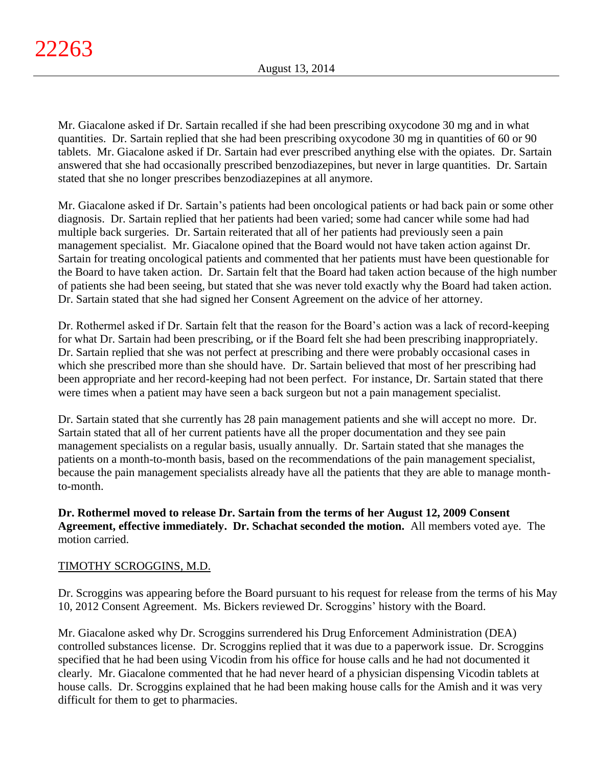Mr. Giacalone asked if Dr. Sartain recalled if she had been prescribing oxycodone 30 mg and in what quantities. Dr. Sartain replied that she had been prescribing oxycodone 30 mg in quantities of 60 or 90 tablets. Mr. Giacalone asked if Dr. Sartain had ever prescribed anything else with the opiates. Dr. Sartain answered that she had occasionally prescribed benzodiazepines, but never in large quantities. Dr. Sartain stated that she no longer prescribes benzodiazepines at all anymore.

Mr. Giacalone asked if Dr. Sartain's patients had been oncological patients or had back pain or some other diagnosis. Dr. Sartain replied that her patients had been varied; some had cancer while some had had multiple back surgeries. Dr. Sartain reiterated that all of her patients had previously seen a pain management specialist. Mr. Giacalone opined that the Board would not have taken action against Dr. Sartain for treating oncological patients and commented that her patients must have been questionable for the Board to have taken action. Dr. Sartain felt that the Board had taken action because of the high number of patients she had been seeing, but stated that she was never told exactly why the Board had taken action. Dr. Sartain stated that she had signed her Consent Agreement on the advice of her attorney.

Dr. Rothermel asked if Dr. Sartain felt that the reason for the Board's action was a lack of record-keeping for what Dr. Sartain had been prescribing, or if the Board felt she had been prescribing inappropriately. Dr. Sartain replied that she was not perfect at prescribing and there were probably occasional cases in which she prescribed more than she should have. Dr. Sartain believed that most of her prescribing had been appropriate and her record-keeping had not been perfect. For instance, Dr. Sartain stated that there were times when a patient may have seen a back surgeon but not a pain management specialist.

Dr. Sartain stated that she currently has 28 pain management patients and she will accept no more. Dr. Sartain stated that all of her current patients have all the proper documentation and they see pain management specialists on a regular basis, usually annually. Dr. Sartain stated that she manages the patients on a month-to-month basis, based on the recommendations of the pain management specialist, because the pain management specialists already have all the patients that they are able to manage month-to-month.

**Dr. Rothermel moved to release Dr. Sartain from the terms of her August 12, 2009 Consent Agreement, effective immediately. Dr. Schachat seconded the motion.** All members voted aye. The motion carried.

TIMOTHY SCROGGINS, M.D.

Dr. Scroggins was appearing before the Board pursuant to his request for release from the terms of his May 10, 2012 Consent Agreement. Ms. Bickers reviewed Dr. Scroggins' history with the Board.

Mr. Giacalone asked why Dr. Scroggins surrendered his Drug Enforcement Administration (DEA) controlled substances license. Dr. Scroggins replied that it was due to a paperwork issue. Dr. Scroggins specified that he had been using Vicodin from his office for house calls and he had not documented it clearly. Mr. Giacalone commented that he had never heard of a physician dispensing Vicodin tablets at house calls. Dr. Scroggins explained that he had been making house calls for the Amish and it was very difficult for them to get to pharmacies.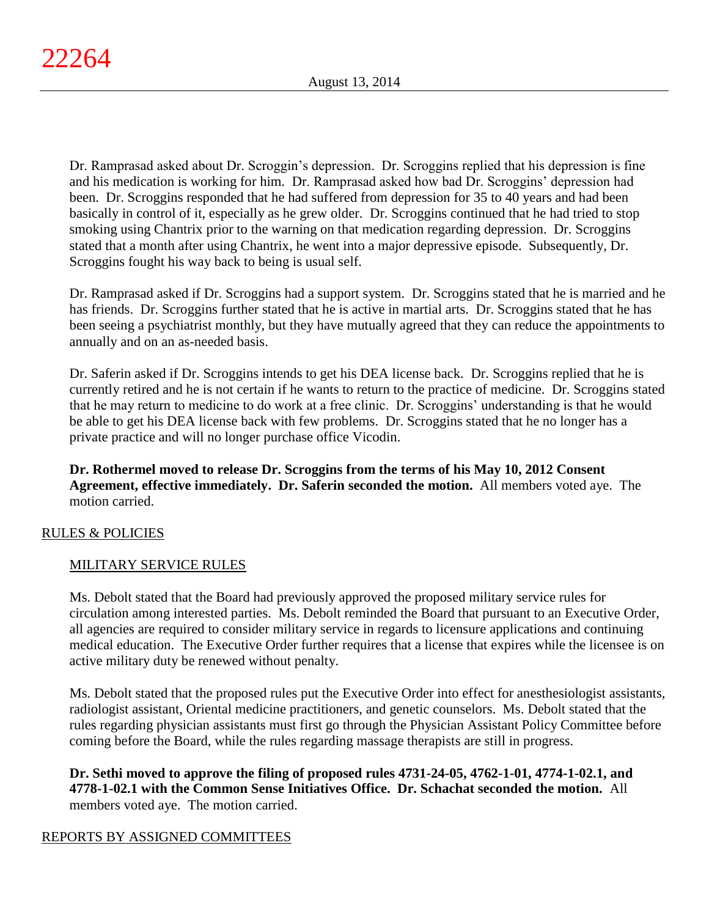Dr. Ramprasad asked about Dr. Scroggin's depression. Dr. Scroggins replied that his depression is fine and his medication is working for him. Dr. Ramprasad asked how bad Dr. Scroggins' depression had been. Dr. Scroggins responded that he had suffered from depression for 35 to 40 years and had been basically in control of it, especially as he grew older. Dr. Scroggins continued that he had tried to stop smoking using Chantrix prior to the warning on that medication regarding depression. Dr. Scroggins stated that a month after using Chantrix, he went into a major depressive episode. Subsequently, Dr. Scroggins fought his way back to being is usual self.

Dr. Ramprasad asked if Dr. Scroggins had a support system. Dr. Scroggins stated that he is married and he has friends. Dr. Scroggins further stated that he is active in martial arts. Dr. Scroggins stated that he has been seeing a psychiatrist monthly, but they have mutually agreed that they can reduce the appointments to annually and on an as-needed basis.

Dr. Saferin asked if Dr. Scroggins intends to get his DEA license back. Dr. Scroggins replied that he is currently retired and he is not certain if he wants to return to the practice of medicine. Dr. Scroggins stated that he may return to medicine to do work at a free clinic. Dr. Scroggins' understanding is that he would be able to get his DEA license back with few problems. Dr. Scroggins stated that he no longer has a private practice and will no longer purchase office Vicodin.

**Dr. Rothermel moved to release Dr. Scroggins from the terms of his May 10, 2012 Consent Agreement, effective immediately. Dr. Saferin seconded the motion.** All members voted aye. The motion carried.

## RULES & POLICIES

### MILITARY SERVICE RULES

Ms. Debolt stated that the Board had previously approved the proposed military service rules for circulation among interested parties. Ms. Debolt reminded the Board that pursuant to an Executive Order, all agencies are required to consider military service in regards to licensure applications and continuing medical education. The Executive Order further requires that a license that expires while the licensee is on active military duty be renewed without penalty.

Ms. Debolt stated that the proposed rules put the Executive Order into effect for anesthesiologist assistants, radiologist assistant, Oriental medicine practitioners, and genetic counselors. Ms. Debolt stated that the rules regarding physician assistants must first go through the Physician Assistant Policy Committee before coming before the Board, while the rules regarding massage therapists are still in progress.

**Dr. Sethi moved to approve the filing of proposed rules 4731-24-05, 4762-1-01, 4774-1-02.1, and 4778-1-02.1 with the Common Sense Initiatives Office. Dr. Schachat seconded the motion.** All members voted aye. The motion carried.

## REPORTS BY ASSIGNED COMMITTEES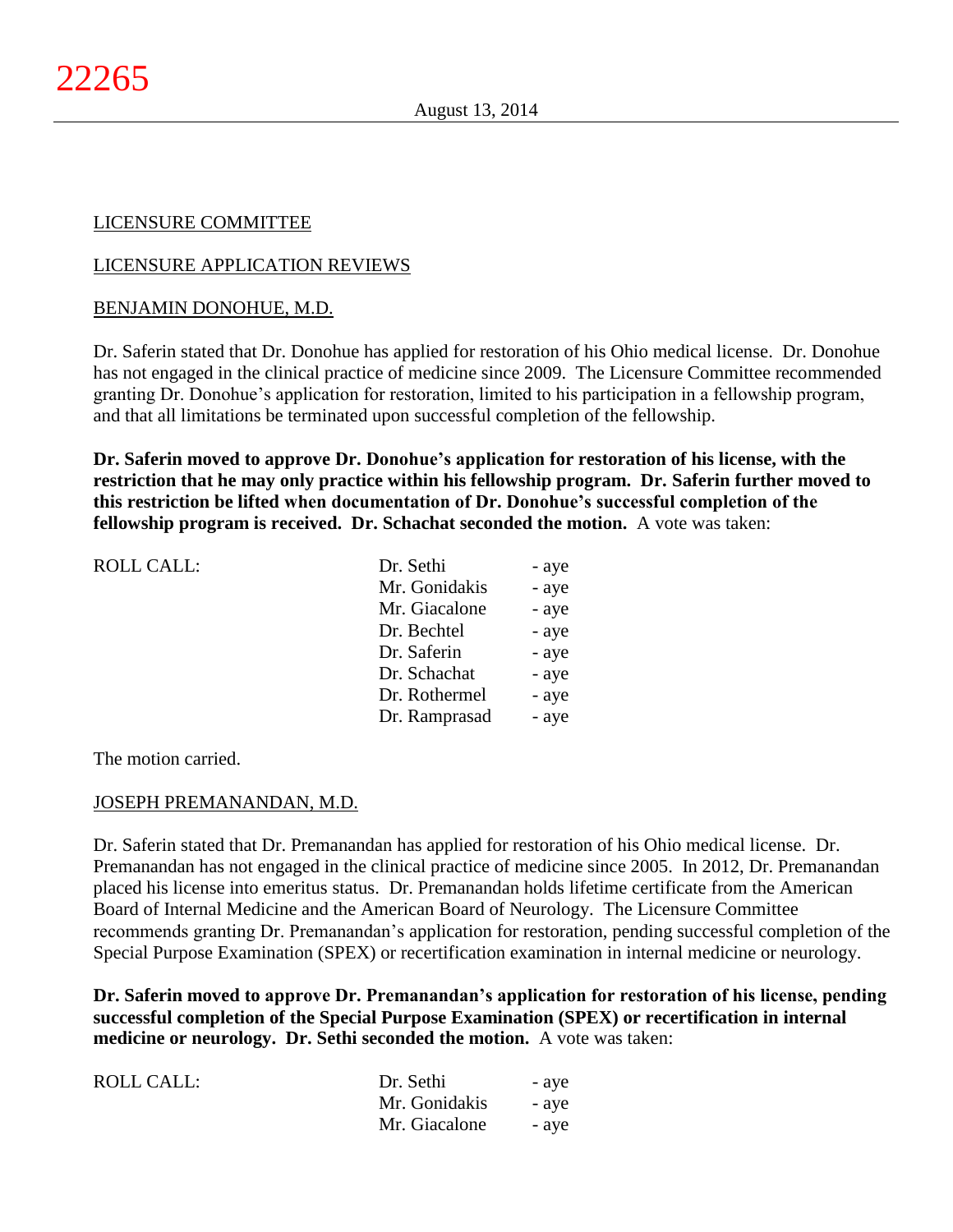LICENSURE COMMITTEE

LICENSURE APPLICATION REVIEWS

BENJAMIN DONOHUE, M.D.

Dr. Saferin stated that Dr. Donohue has applied for restoration of his Ohio medical license. Dr. Donohue has not engaged in the clinical practice of medicine since 2009. The Licensure Committee recommended granting Dr. Donohue's application for restoration, limited to his participation in a fellowship program, and that all limitations be terminated upon successful completion of the fellowship.

**Dr. Saferin moved to approve Dr. Donohue's application for restoration of his license, with the restriction that he may only practice within his fellowship program. Dr. Saferin further moved to this restriction be lifted when documentation of Dr. Donohue's successful completion of the fellowship program is received. Dr. Schachat seconded the motion.** A vote was taken:

| ROLL CALL: | Dr. Sethi | - aye |
|---|---|---|
| | Mr. Gonidakis | - aye |
| | Mr. Giacalone | - aye |
| | Dr. Bechtel | - aye |
| | Dr. Saferin | - aye |
| | Dr. Schachat | - aye |
| | Dr. Rothermel | - aye |
| | Dr. Ramprasad | - aye |

The motion carried.

JOSEPH PREMANANDAN, M.D.

Dr. Saferin stated that Dr. Premanandan has applied for restoration of his Ohio medical license. Dr. Premanandan has not engaged in the clinical practice of medicine since 2005. In 2012, Dr. Premanandan placed his license into emeritus status. Dr. Premanandan holds lifetime certificate from the American Board of Internal Medicine and the American Board of Neurology. The Licensure Committee recommends granting Dr. Premanandan's application for restoration, pending successful completion of the Special Purpose Examination (SPEX) or recertification examination in internal medicine or neurology.

**Dr. Saferin moved to approve Dr. Premanandan's application for restoration of his license, pending successful completion of the Special Purpose Examination (SPEX) or recertification in internal medicine or neurology. Dr. Sethi seconded the motion.** A vote was taken:

| ROLL CALL: | Dr. Sethi | - aye |
|---|---|---|
| | Mr. Gonidakis | - aye |
| | Mr. Giacalone | - aye |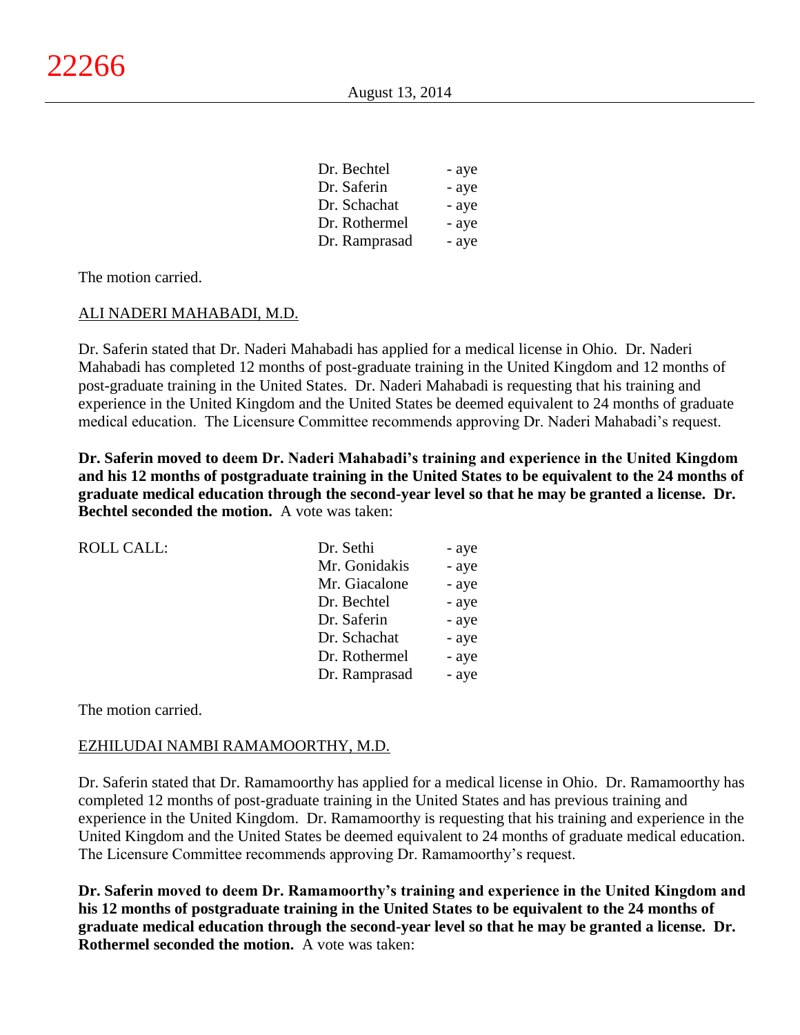| | | |
|---|---|---|
| | Dr. Bechtel | - aye |
| | Dr. Saferin | - aye |
| | Dr. Schachat | - aye |
| | Dr. Rothermel | - aye |
| | Dr. Ramprasad | - aye |

The motion carried.

ALI NADERI MAHABADI, M.D.

Dr. Saferin stated that Dr. Naderi Mahabadi has applied for a medical license in Ohio. Dr. Naderi Mahabadi has completed 12 months of post-graduate training in the United Kingdom and 12 months of post-graduate training in the United States. Dr. Naderi Mahabadi is requesting that his training and experience in the United Kingdom and the United States be deemed equivalent to 24 months of graduate medical education. The Licensure Committee recommends approving Dr. Naderi Mahabadi's request.

**Dr. Saferin moved to deem Dr. Naderi Mahabadi's training and experience in the United Kingdom and his 12 months of postgraduate training in the United States to be equivalent to the 24 months of graduate medical education through the second-year level so that he may be granted a license. Dr. Bechtel seconded the motion.** A vote was taken:

| | | |
|---|---|---|
| ROLL CALL: | Dr. Sethi | - aye |
| | Mr. Gonidakis | - aye |
| | Mr. Giacalone | - aye |
| | Dr. Bechtel | - aye |
| | Dr. Saferin | - aye |
| | Dr. Schachat | - aye |
| | Dr. Rothermel | - aye |
| | Dr. Ramprasad | - aye |

The motion carried.

EZHILUDAI NAMBI RAMAMOORTHY, M.D.

Dr. Saferin stated that Dr. Ramamoorthy has applied for a medical license in Ohio. Dr. Ramamoorthy has completed 12 months of post-graduate training in the United States and has previous training and experience in the United Kingdom. Dr. Ramamoorthy is requesting that his training and experience in the United Kingdom and the United States be deemed equivalent to 24 months of graduate medical education. The Licensure Committee recommends approving Dr. Ramamoorthy's request.

**Dr. Saferin moved to deem Dr. Ramamoorthy's training and experience in the United Kingdom and his 12 months of postgraduate training in the United States to be equivalent to the 24 months of graduate medical education through the second-year level so that he may be granted a license. Dr. Rothermel seconded the motion.** A vote was taken: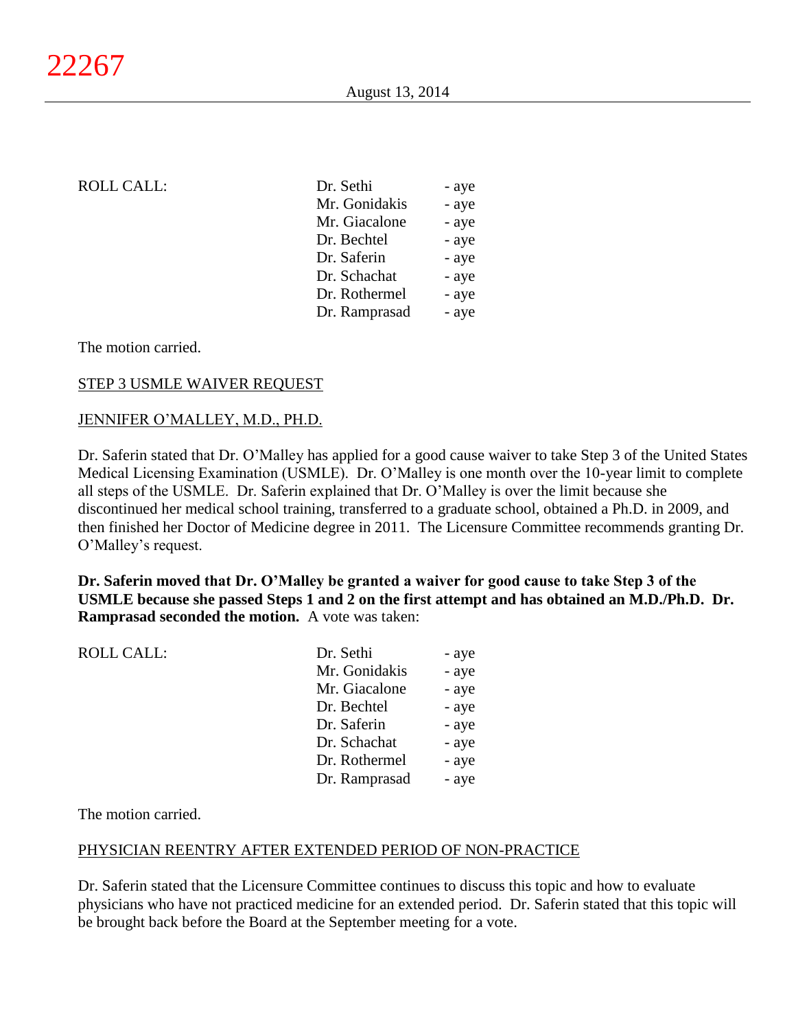ROLL CALL:

| | |
|---|---|
| Dr. Sethi | - aye |
| Mr. Gonidakis | - aye |
| Mr. Giacalone | - aye |
| Dr. Bechtel | - aye |
| Dr. Saferin | - aye |
| Dr. Schachat | - aye |
| Dr. Rothermel | - aye |
| Dr. Ramprasad | - aye |

The motion carried.

STEP 3 USMLE WAIVER REQUEST

JENNIFER O'MALLEY, M.D., PH.D.

Dr. Saferin stated that Dr. O'Malley has applied for a good cause waiver to take Step 3 of the United States Medical Licensing Examination (USMLE). Dr. O'Malley is one month over the 10-year limit to complete all steps of the USMLE. Dr. Saferin explained that Dr. O'Malley is over the limit because she discontinued her medical school training, transferred to a graduate school, obtained a Ph.D. in 2009, and then finished her Doctor of Medicine degree in 2011. The Licensure Committee recommends granting Dr. O'Malley's request.

**Dr. Saferin moved that Dr. O'Malley be granted a waiver for good cause to take Step 3 of the USMLE because she passed Steps 1 and 2 on the first attempt and has obtained an M.D./Ph.D. Dr. Ramprasad seconded the motion.** A vote was taken:

ROLL CALL:

| | |
|---|---|
| Dr. Sethi | - aye |
| Mr. Gonidakis | - aye |
| Mr. Giacalone | - aye |
| Dr. Bechtel | - aye |
| Dr. Saferin | - aye |
| Dr. Schachat | - aye |
| Dr. Rothermel | - aye |
| Dr. Ramprasad | - aye |

The motion carried.

PHYSICIAN REENTRY AFTER EXTENDED PERIOD OF NON-PRACTICE

Dr. Saferin stated that the Licensure Committee continues to discuss this topic and how to evaluate physicians who have not practiced medicine for an extended period. Dr. Saferin stated that this topic will be brought back before the Board at the September meeting for a vote.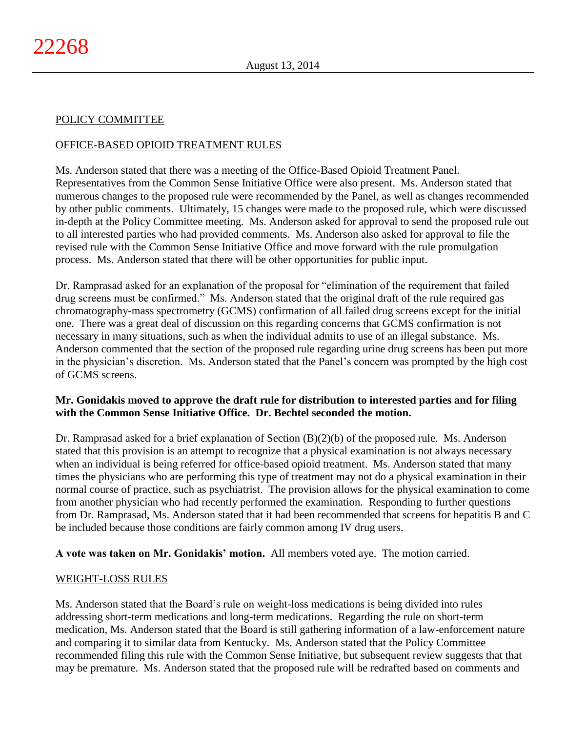POLICY COMMITTEE

OFFICE-BASED OPIOID TREATMENT RULES

Ms. Anderson stated that there was a meeting of the Office-Based Opioid Treatment Panel. Representatives from the Common Sense Initiative Office were also present. Ms. Anderson stated that numerous changes to the proposed rule were recommended by the Panel, as well as changes recommended by other public comments. Ultimately, 15 changes were made to the proposed rule, which were discussed in-depth at the Policy Committee meeting. Ms. Anderson asked for approval to send the proposed rule out to all interested parties who had provided comments. Ms. Anderson also asked for approval to file the revised rule with the Common Sense Initiative Office and move forward with the rule promulgation process. Ms. Anderson stated that there will be other opportunities for public input.

Dr. Ramprasad asked for an explanation of the proposal for "elimination of the requirement that failed drug screens must be confirmed." Ms. Anderson stated that the original draft of the rule required gas chromatography-mass spectrometry (GCMS) confirmation of all failed drug screens except for the initial one. There was a great deal of discussion on this regarding concerns that GCMS confirmation is not necessary in many situations, such as when the individual admits to use of an illegal substance. Ms. Anderson commented that the section of the proposed rule regarding urine drug screens has been put more in the physician's discretion. Ms. Anderson stated that the Panel's concern was prompted by the high cost of GCMS screens.

**Mr. Gonidakis moved to approve the draft rule for distribution to interested parties and for filing with the Common Sense Initiative Office. Dr. Bechtel seconded the motion.**

Dr. Ramprasad asked for a brief explanation of Section (B)(2)(b) of the proposed rule. Ms. Anderson stated that this provision is an attempt to recognize that a physical examination is not always necessary when an individual is being referred for office-based opioid treatment. Ms. Anderson stated that many times the physicians who are performing this type of treatment may not do a physical examination in their normal course of practice, such as psychiatrist. The provision allows for the physical examination to come from another physician who had recently performed the examination. Responding to further questions from Dr. Ramprasad, Ms. Anderson stated that it had been recommended that screens for hepatitis B and C be included because those conditions are fairly common among IV drug users.

**A vote was taken on Mr. Gonidakis' motion.** All members voted aye. The motion carried.

WEIGHT-LOSS RULES

Ms. Anderson stated that the Board's rule on weight-loss medications is being divided into rules addressing short-term medications and long-term medications. Regarding the rule on short-term medication, Ms. Anderson stated that the Board is still gathering information of a law-enforcement nature and comparing it to similar data from Kentucky. Ms. Anderson stated that the Policy Committee recommended filing this rule with the Common Sense Initiative, but subsequent review suggests that that may be premature. Ms. Anderson stated that the proposed rule will be redrafted based on comments and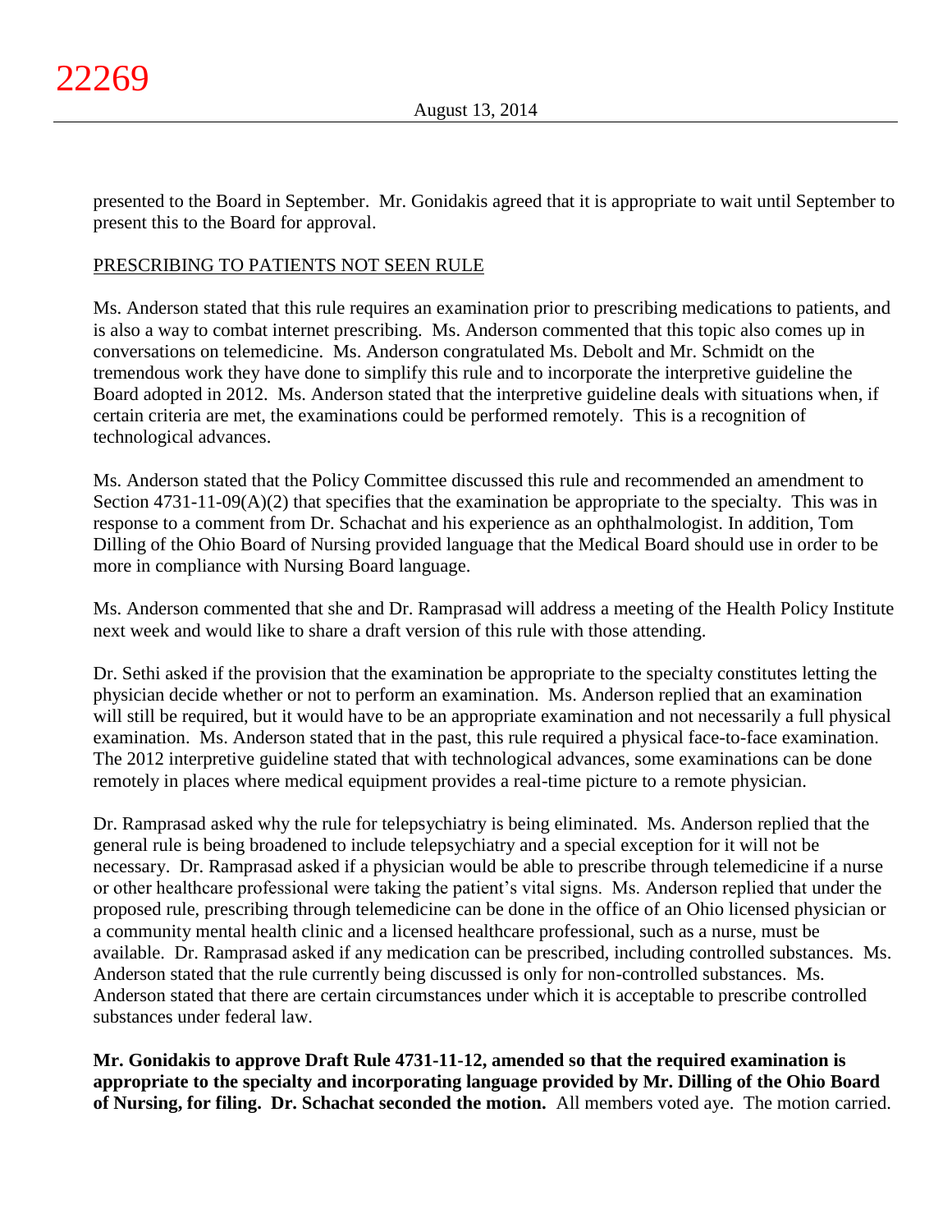presented to the Board in September. Mr. Gonidakis agreed that it is appropriate to wait until September to present this to the Board for approval.

PRESCRIBING TO PATIENTS NOT SEEN RULE

Ms. Anderson stated that this rule requires an examination prior to prescribing medications to patients, and is also a way to combat internet prescribing. Ms. Anderson commented that this topic also comes up in conversations on telemedicine. Ms. Anderson congratulated Ms. Debolt and Mr. Schmidt on the tremendous work they have done to simplify this rule and to incorporate the interpretive guideline the Board adopted in 2012. Ms. Anderson stated that the interpretive guideline deals with situations when, if certain criteria are met, the examinations could be performed remotely. This is a recognition of technological advances.

Ms. Anderson stated that the Policy Committee discussed this rule and recommended an amendment to Section 4731-11-09(A)(2) that specifies that the examination be appropriate to the specialty. This was in response to a comment from Dr. Schachat and his experience as an ophthalmologist. In addition, Tom Dilling of the Ohio Board of Nursing provided language that the Medical Board should use in order to be more in compliance with Nursing Board language.

Ms. Anderson commented that she and Dr. Ramprasad will address a meeting of the Health Policy Institute next week and would like to share a draft version of this rule with those attending.

Dr. Sethi asked if the provision that the examination be appropriate to the specialty constitutes letting the physician decide whether or not to perform an examination. Ms. Anderson replied that an examination will still be required, but it would have to be an appropriate examination and not necessarily a full physical examination. Ms. Anderson stated that in the past, this rule required a physical face-to-face examination. The 2012 interpretive guideline stated that with technological advances, some examinations can be done remotely in places where medical equipment provides a real-time picture to a remote physician.

Dr. Ramprasad asked why the rule for telepsychiatry is being eliminated. Ms. Anderson replied that the general rule is being broadened to include telepsychiatry and a special exception for it will not be necessary. Dr. Ramprasad asked if a physician would be able to prescribe through telemedicine if a nurse or other healthcare professional were taking the patient's vital signs. Ms. Anderson replied that under the proposed rule, prescribing through telemedicine can be done in the office of an Ohio licensed physician or a community mental health clinic and a licensed healthcare professional, such as a nurse, must be available. Dr. Ramprasad asked if any medication can be prescribed, including controlled substances. Ms. Anderson stated that the rule currently being discussed is only for non-controlled substances. Ms. Anderson stated that there are certain circumstances under which it is acceptable to prescribe controlled substances under federal law.

**Mr. Gonidakis to approve Draft Rule 4731-11-12, amended so that the required examination is appropriate to the specialty and incorporating language provided by Mr. Dilling of the Ohio Board of Nursing, for filing. Dr. Schachat seconded the motion.** All members voted aye. The motion carried.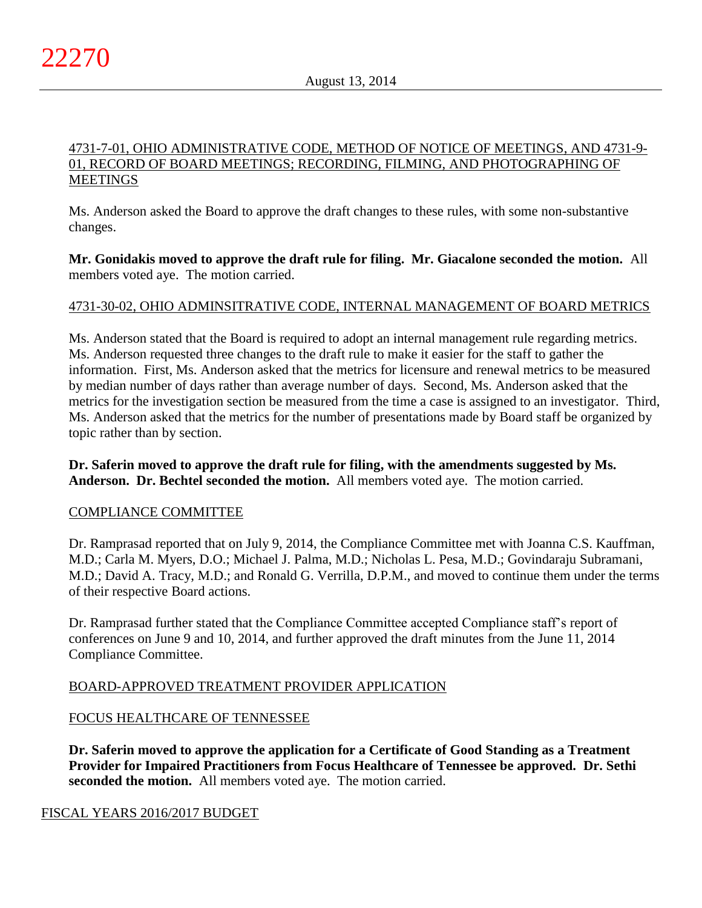4731-7-01, OHIO ADMINISTRATIVE CODE, METHOD OF NOTICE OF MEETINGS, AND 4731-9-01, RECORD OF BOARD MEETINGS; RECORDING, FILMING, AND PHOTOGRAPHING OF MEETINGS

Ms. Anderson asked the Board to approve the draft changes to these rules, with some non-substantive changes.

**Mr. Gonidakis moved to approve the draft rule for filing. Mr. Giacalone seconded the motion.** All members voted aye. The motion carried.

4731-30-02, OHIO ADMINSITRATIVE CODE, INTERNAL MANAGEMENT OF BOARD METRICS

Ms. Anderson stated that the Board is required to adopt an internal management rule regarding metrics. Ms. Anderson requested three changes to the draft rule to make it easier for the staff to gather the information. First, Ms. Anderson asked that the metrics for licensure and renewal metrics to be measured by median number of days rather than average number of days. Second, Ms. Anderson asked that the metrics for the investigation section be measured from the time a case is assigned to an investigator. Third, Ms. Anderson asked that the metrics for the number of presentations made by Board staff be organized by topic rather than by section.

**Dr. Saferin moved to approve the draft rule for filing, with the amendments suggested by Ms. Anderson. Dr. Bechtel seconded the motion.** All members voted aye. The motion carried.

COMPLIANCE COMMITTEE

Dr. Ramprasad reported that on July 9, 2014, the Compliance Committee met with Joanna C.S. Kauffman, M.D.; Carla M. Myers, D.O.; Michael J. Palma, M.D.; Nicholas L. Pesa, M.D.; Govindaraju Subramani, M.D.; David A. Tracy, M.D.; and Ronald G. Verrilla, D.P.M., and moved to continue them under the terms of their respective Board actions.

Dr. Ramprasad further stated that the Compliance Committee accepted Compliance staff's report of conferences on June 9 and 10, 2014, and further approved the draft minutes from the June 11, 2014 Compliance Committee.

BOARD-APPROVED TREATMENT PROVIDER APPLICATION

FOCUS HEALTHCARE OF TENNESSEE

**Dr. Saferin moved to approve the application for a Certificate of Good Standing as a Treatment Provider for Impaired Practitioners from Focus Healthcare of Tennessee be approved. Dr. Sethi seconded the motion.** All members voted aye. The motion carried.

FISCAL YEARS 2016/2017 BUDGET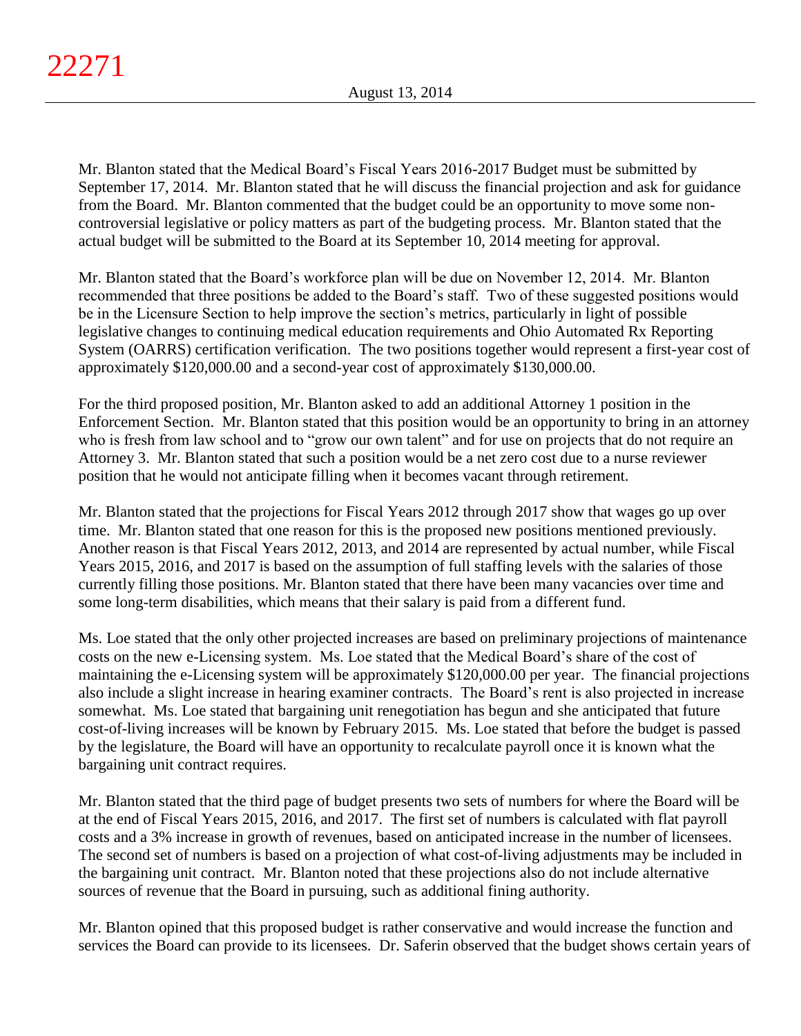Mr. Blanton stated that the Medical Board's Fiscal Years 2016-2017 Budget must be submitted by September 17, 2014. Mr. Blanton stated that he will discuss the financial projection and ask for guidance from the Board. Mr. Blanton commented that the budget could be an opportunity to move some non-controversial legislative or policy matters as part of the budgeting process. Mr. Blanton stated that the actual budget will be submitted to the Board at its September 10, 2014 meeting for approval.

Mr. Blanton stated that the Board's workforce plan will be due on November 12, 2014. Mr. Blanton recommended that three positions be added to the Board's staff. Two of these suggested positions would be in the Licensure Section to help improve the section's metrics, particularly in light of possible legislative changes to continuing medical education requirements and Ohio Automated Rx Reporting System (OARRS) certification verification. The two positions together would represent a first-year cost of approximately $120,000.00 and a second-year cost of approximately $130,000.00.

For the third proposed position, Mr. Blanton asked to add an additional Attorney 1 position in the Enforcement Section. Mr. Blanton stated that this position would be an opportunity to bring in an attorney who is fresh from law school and to "grow our own talent" and for use on projects that do not require an Attorney 3. Mr. Blanton stated that such a position would be a net zero cost due to a nurse reviewer position that he would not anticipate filling when it becomes vacant through retirement.

Mr. Blanton stated that the projections for Fiscal Years 2012 through 2017 show that wages go up over time. Mr. Blanton stated that one reason for this is the proposed new positions mentioned previously. Another reason is that Fiscal Years 2012, 2013, and 2014 are represented by actual number, while Fiscal Years 2015, 2016, and 2017 is based on the assumption of full staffing levels with the salaries of those currently filling those positions. Mr. Blanton stated that there have been many vacancies over time and some long-term disabilities, which means that their salary is paid from a different fund.

Ms. Loe stated that the only other projected increases are based on preliminary projections of maintenance costs on the new e-Licensing system. Ms. Loe stated that the Medical Board's share of the cost of maintaining the e-Licensing system will be approximately $120,000.00 per year. The financial projections also include a slight increase in hearing examiner contracts. The Board's rent is also projected in increase somewhat. Ms. Loe stated that bargaining unit renegotiation has begun and she anticipated that future cost-of-living increases will be known by February 2015. Ms. Loe stated that before the budget is passed by the legislature, the Board will have an opportunity to recalculate payroll once it is known what the bargaining unit contract requires.

Mr. Blanton stated that the third page of budget presents two sets of numbers for where the Board will be at the end of Fiscal Years 2015, 2016, and 2017. The first set of numbers is calculated with flat payroll costs and a 3% increase in growth of revenues, based on anticipated increase in the number of licensees. The second set of numbers is based on a projection of what cost-of-living adjustments may be included in the bargaining unit contract. Mr. Blanton noted that these projections also do not include alternative sources of revenue that the Board in pursuing, such as additional fining authority.

Mr. Blanton opined that this proposed budget is rather conservative and would increase the function and services the Board can provide to its licensees. Dr. Saferin observed that the budget shows certain years of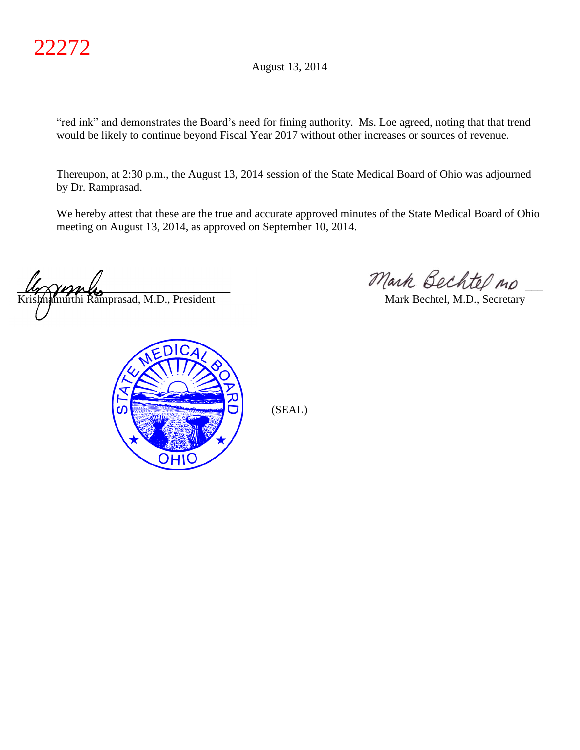"red ink" and demonstrates the Board's need for fining authority. Ms. Loe agreed, noting that that trend would be likely to continue beyond Fiscal Year 2017 without other increases or sources of revenue.

Thereupon, at 2:30 p.m., the August 13, 2014 session of the State Medical Board of Ohio was adjourned by Dr. Ramprasad.

We hereby attest that these are the true and accurate approved minutes of the State Medical Board of Ohio meeting on August 13, 2014, as approved on September 10, 2014.

Krishnamurthi Ramprasad, M.D., President

Mark Bechtel, M.D., Secretary

(SEAL)